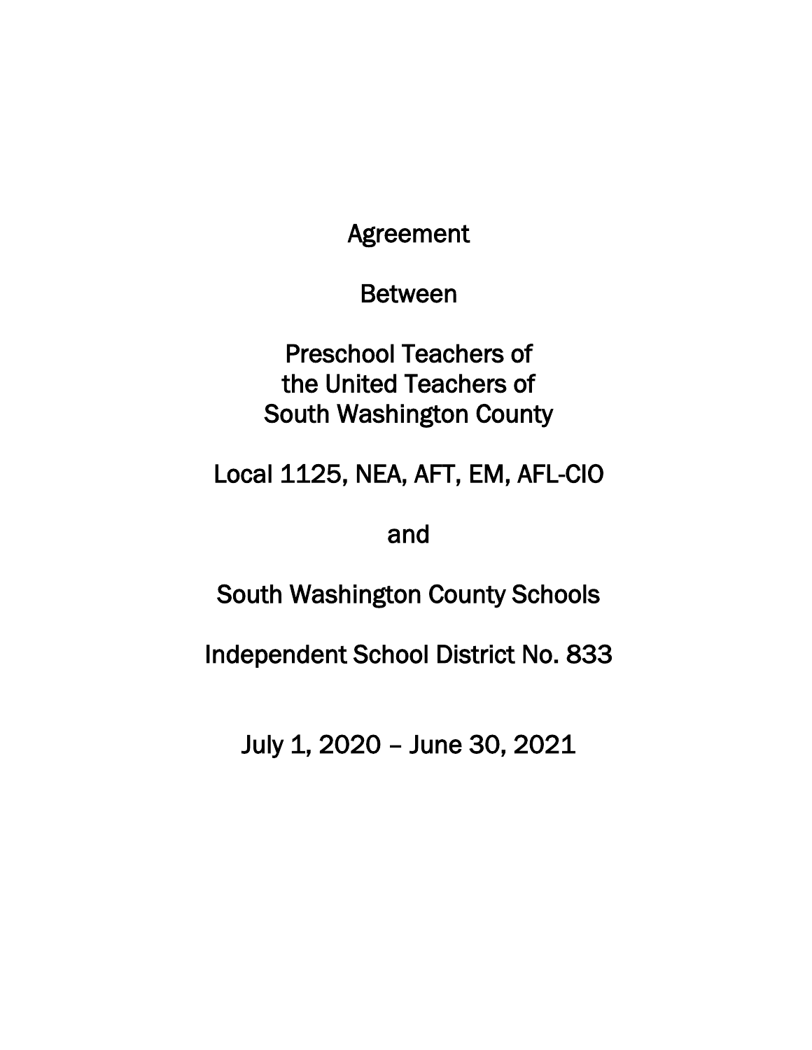# Agreement

Between

Preschool Teachers of
the United Teachers of
South Washington County

Local 1125, NEA, AFT, EM, AFL-CIO

and

South Washington County Schools

Independent School District No. 833

July 1, 2020 – June 30, 2021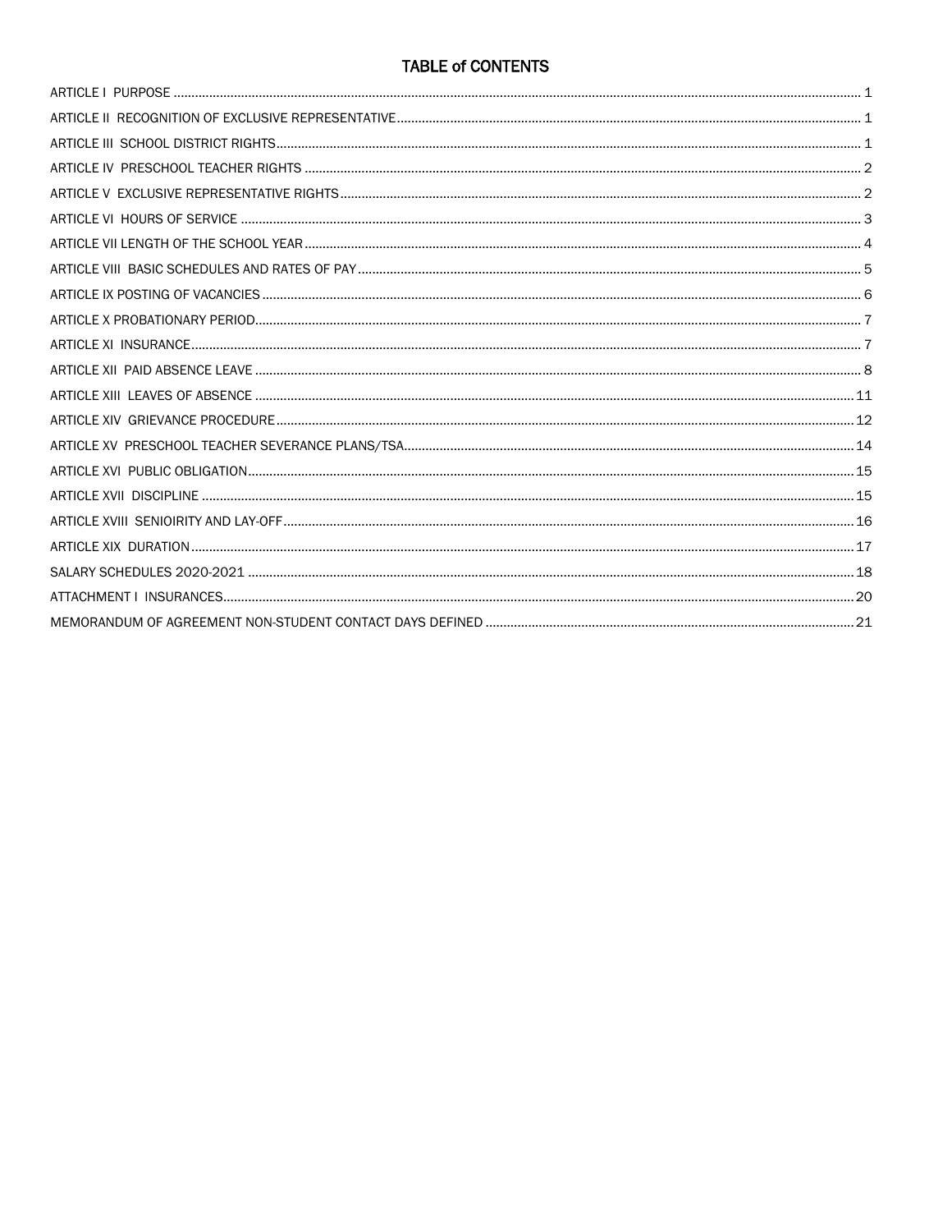# TABLE of CONTENTS

ARTICLE I PURPOSE ..... 1
ARTICLE II RECOGNITION OF EXCLUSIVE REPRESENTATIVE ..... 1
ARTICLE III SCHOOL DISTRICT RIGHTS ..... 1
ARTICLE IV PRESCHOOL TEACHER RIGHTS ..... 2
ARTICLE V EXCLUSIVE REPRESENTATIVE RIGHTS ..... 2
ARTICLE VI HOURS OF SERVICE ..... 3
ARTICLE VII LENGTH OF THE SCHOOL YEAR ..... 4
ARTICLE VIII BASIC SCHEDULES AND RATES OF PAY ..... 5
ARTICLE IX POSTING OF VACANCIES ..... 6
ARTICLE X PROBATIONARY PERIOD ..... 7
ARTICLE XI INSURANCE ..... 7
ARTICLE XII PAID ABSENCE LEAVE ..... 8
ARTICLE XIII LEAVES OF ABSENCE ..... 11
ARTICLE XIV GRIEVANCE PROCEDURE ..... 12
ARTICLE XV PRESCHOOL TEACHER SEVERANCE PLANS/TSA ..... 14
ARTICLE XVI PUBLIC OBLIGATION ..... 15
ARTICLE XVII DISCIPLINE ..... 15
ARTICLE XVIII SENIOIRITY AND LAY-OFF ..... 16
ARTICLE XIX DURATION ..... 17
SALARY SCHEDULES 2020-2021 ..... 18
ATTACHMENT I INSURANCES ..... 20
MEMORANDUM OF AGREEMENT NON-STUDENT CONTACT DAYS DEFINED ..... 21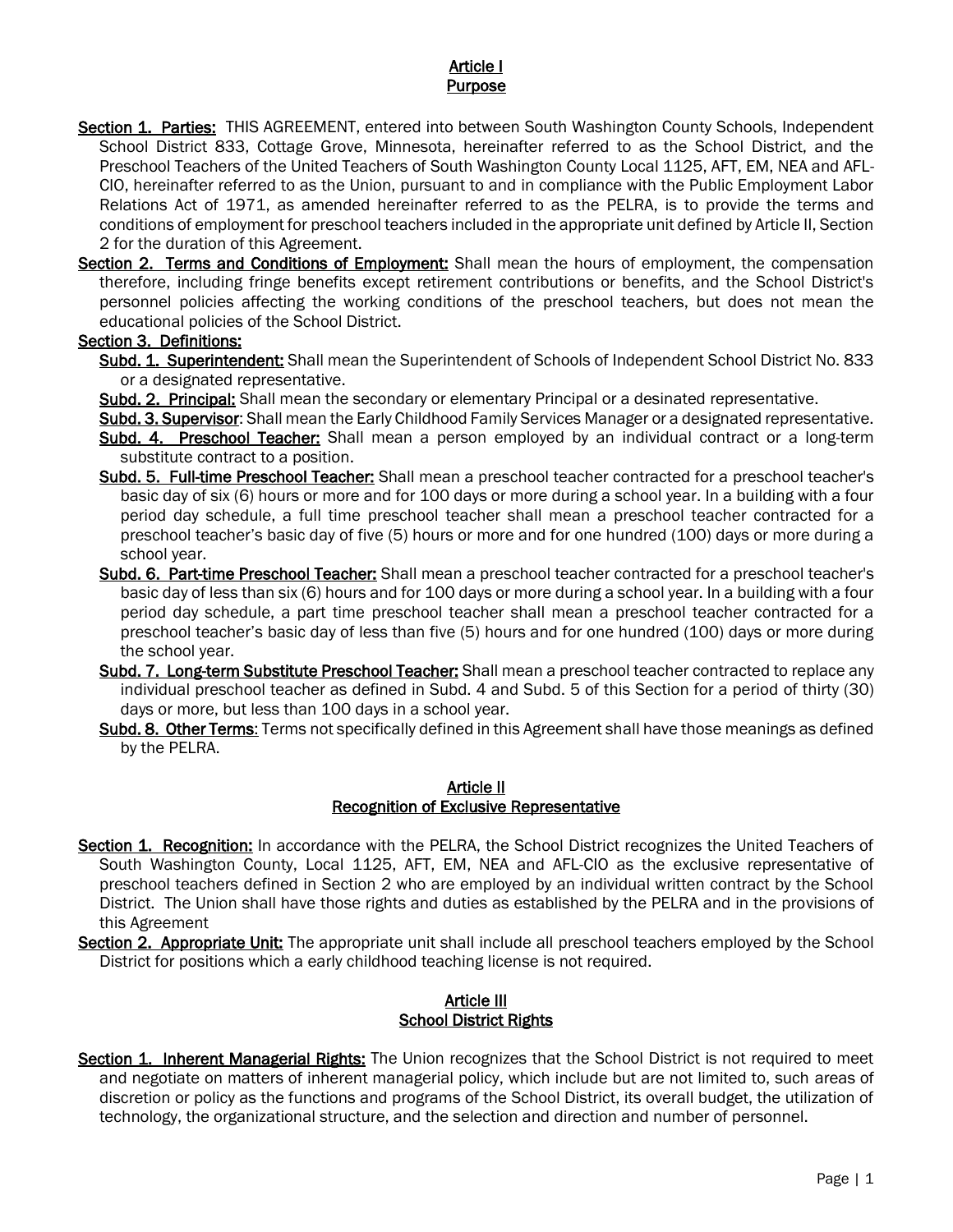## Article I
## Purpose

**Section 1. Parties:** THIS AGREEMENT, entered into between South Washington County Schools, Independent School District 833, Cottage Grove, Minnesota, hereinafter referred to as the School District, and the Preschool Teachers of the United Teachers of South Washington County Local 1125, AFT, EM, NEA and AFL-CIO, hereinafter referred to as the Union, pursuant to and in compliance with the Public Employment Labor Relations Act of 1971, as amended hereinafter referred to as the PELRA, is to provide the terms and conditions of employment for preschool teachers included in the appropriate unit defined by Article II, Section 2 for the duration of this Agreement.

**Section 2. Terms and Conditions of Employment:** Shall mean the hours of employment, the compensation therefore, including fringe benefits except retirement contributions or benefits, and the School District's personnel policies affecting the working conditions of the preschool teachers, but does not mean the educational policies of the School District.

**Section 3. Definitions:**

**Subd. 1. Superintendent:** Shall mean the Superintendent of Schools of Independent School District No. 833 or a designated representative.

**Subd. 2. Principal:** Shall mean the secondary or elementary Principal or a desinated representative.

**Subd. 3. Supervisor**: Shall mean the Early Childhood Family Services Manager or a designated representative.

**Subd. 4. Preschool Teacher:** Shall mean a person employed by an individual contract or a long-term substitute contract to a position.

**Subd. 5. Full-time Preschool Teacher:** Shall mean a preschool teacher contracted for a preschool teacher's basic day of six (6) hours or more and for 100 days or more during a school year. In a building with a four period day schedule, a full time preschool teacher shall mean a preschool teacher contracted for a preschool teacher's basic day of five (5) hours or more and for one hundred (100) days or more during a school year.

**Subd. 6. Part-time Preschool Teacher:** Shall mean a preschool teacher contracted for a preschool teacher's basic day of less than six (6) hours and for 100 days or more during a school year. In a building with a four period day schedule, a part time preschool teacher shall mean a preschool teacher contracted for a preschool teacher's basic day of less than five (5) hours and for one hundred (100) days or more during the school year.

**Subd. 7. Long-term Substitute Preschool Teacher:** Shall mean a preschool teacher contracted to replace any individual preschool teacher as defined in Subd. 4 and Subd. 5 of this Section for a period of thirty (30) days or more, but less than 100 days in a school year.

**Subd. 8. Other Terms**: Terms not specifically defined in this Agreement shall have those meanings as defined by the PELRA.

## Article II
## Recognition of Exclusive Representative

**Section 1. Recognition:** In accordance with the PELRA, the School District recognizes the United Teachers of South Washington County, Local 1125, AFT, EM, NEA and AFL-CIO as the exclusive representative of preschool teachers defined in Section 2 who are employed by an individual written contract by the School District. The Union shall have those rights and duties as established by the PELRA and in the provisions of this Agreement

**Section 2. Appropriate Unit:** The appropriate unit shall include all preschool teachers employed by the School District for positions which a early childhood teaching license is not required.

## Article III
## School District Rights

**Section 1. Inherent Managerial Rights:** The Union recognizes that the School District is not required to meet and negotiate on matters of inherent managerial policy, which include but are not limited to, such areas of discretion or policy as the functions and programs of the School District, its overall budget, the utilization of technology, the organizational structure, and the selection and direction and number of personnel.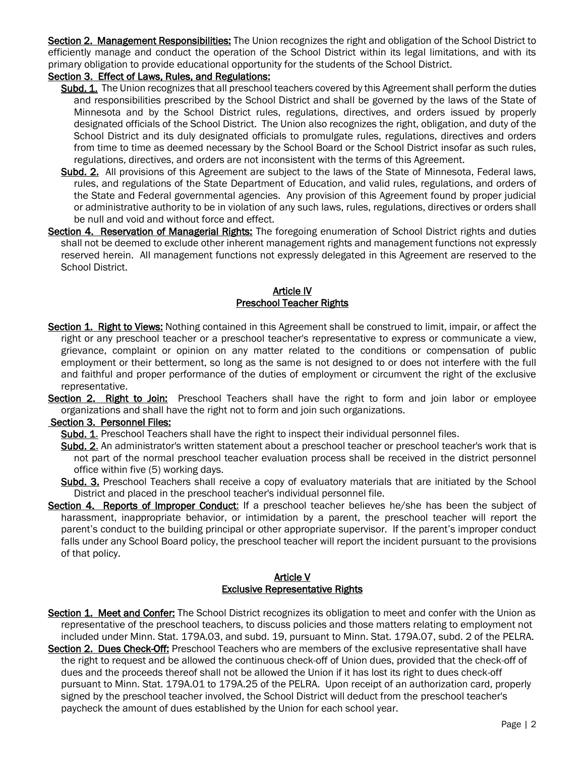**Section 2. Management Responsibilities:** The Union recognizes the right and obligation of the School District to efficiently manage and conduct the operation of the School District within its legal limitations, and with its primary obligation to provide educational opportunity for the students of the School District.

**Section 3. Effect of Laws, Rules, and Regulations:**

**Subd. 1.** The Union recognizes that all preschool teachers covered by this Agreement shall perform the duties and responsibilities prescribed by the School District and shall be governed by the laws of the State of Minnesota and by the School District rules, regulations, directives, and orders issued by properly designated officials of the School District. The Union also recognizes the right, obligation, and duty of the School District and its duly designated officials to promulgate rules, regulations, directives and orders from time to time as deemed necessary by the School Board or the School District insofar as such rules, regulations, directives, and orders are not inconsistent with the terms of this Agreement.

**Subd. 2.** All provisions of this Agreement are subject to the laws of the State of Minnesota, Federal laws, rules, and regulations of the State Department of Education, and valid rules, regulations, and orders of the State and Federal governmental agencies. Any provision of this Agreement found by proper judicial or administrative authority to be in violation of any such laws, rules, regulations, directives or orders shall be null and void and without force and effect.

**Section 4. Reservation of Managerial Rights:** The foregoing enumeration of School District rights and duties shall not be deemed to exclude other inherent management rights and management functions not expressly reserved herein. All management functions not expressly delegated in this Agreement are reserved to the School District.

## Article IV
## Preschool Teacher Rights

**Section 1. Right to Views:** Nothing contained in this Agreement shall be construed to limit, impair, or affect the right or any preschool teacher or a preschool teacher's representative to express or communicate a view, grievance, complaint or opinion on any matter related to the conditions or compensation of public employment or their betterment, so long as the same is not designed to or does not interfere with the full and faithful and proper performance of the duties of employment or circumvent the right of the exclusive representative.

**Section 2. Right to Join:** Preschool Teachers shall have the right to form and join labor or employee organizations and shall have the right not to form and join such organizations.

**Section 3. Personnel Files:**

**Subd. 1**. Preschool Teachers shall have the right to inspect their individual personnel files.

**Subd. 2**. An administrator's written statement about a preschool teacher or preschool teacher's work that is not part of the normal preschool teacher evaluation process shall be received in the district personnel office within five (5) working days.

**Subd. 3.** Preschool Teachers shall receive a copy of evaluatory materials that are initiated by the School District and placed in the preschool teacher's individual personnel file.

**Section 4. Reports of Improper Conduct**: If a preschool teacher believes he/she has been the subject of harassment, inappropriate behavior, or intimidation by a parent, the preschool teacher will report the parent's conduct to the building principal or other appropriate supervisor. If the parent's improper conduct falls under any School Board policy, the preschool teacher will report the incident pursuant to the provisions of that policy.

## Article V
## Exclusive Representative Rights

**Section 1. Meet and Confer:** The School District recognizes its obligation to meet and confer with the Union as representative of the preschool teachers, to discuss policies and those matters relating to employment not included under Minn. Stat. 179A.03, and subd. 19, pursuant to Minn. Stat. 179A.07, subd. 2 of the PELRA.

**Section 2. Dues Check-Off:** Preschool Teachers who are members of the exclusive representative shall have the right to request and be allowed the continuous check-off of Union dues, provided that the check-off of dues and the proceeds thereof shall not be allowed the Union if it has lost its right to dues check-off pursuant to Minn. Stat. 179A.01 to 179A.25 of the PELRA. Upon receipt of an authorization card, properly signed by the preschool teacher involved, the School District will deduct from the preschool teacher's paycheck the amount of dues established by the Union for each school year.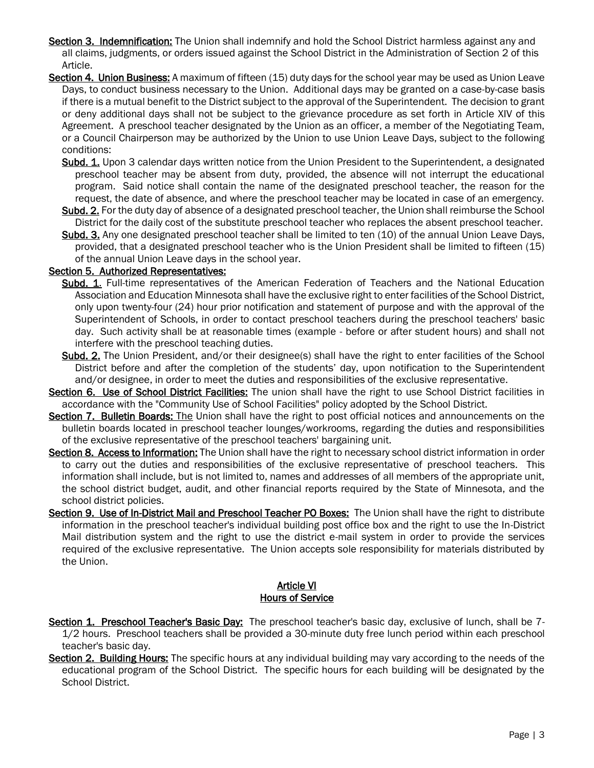**Section 3. Indemnification:** The Union shall indemnify and hold the School District harmless against any and all claims, judgments, or orders issued against the School District in the Administration of Section 2 of this Article.

**Section 4. Union Business:** A maximum of fifteen (15) duty days for the school year may be used as Union Leave Days, to conduct business necessary to the Union. Additional days may be granted on a case-by-case basis if there is a mutual benefit to the District subject to the approval of the Superintendent. The decision to grant or deny additional days shall not be subject to the grievance procedure as set forth in Article XIV of this Agreement. A preschool teacher designated by the Union as an officer, a member of the Negotiating Team, or a Council Chairperson may be authorized by the Union to use Union Leave Days, subject to the following conditions:

- **Subd. 1.** Upon 3 calendar days written notice from the Union President to the Superintendent, a designated preschool teacher may be absent from duty, provided, the absence will not interrupt the educational program. Said notice shall contain the name of the designated preschool teacher, the reason for the request, the date of absence, and where the preschool teacher may be located in case of an emergency.
- **Subd. 2.** For the duty day of absence of a designated preschool teacher, the Union shall reimburse the School District for the daily cost of the substitute preschool teacher who replaces the absent preschool teacher.
- **Subd. 3.** Any one designated preschool teacher shall be limited to ten (10) of the annual Union Leave Days, provided, that a designated preschool teacher who is the Union President shall be limited to fifteen (15) of the annual Union Leave days in the school year.

**Section 5. Authorized Representatives:**

- **Subd. 1**. Full-time representatives of the American Federation of Teachers and the National Education Association and Education Minnesota shall have the exclusive right to enter facilities of the School District, only upon twenty-four (24) hour prior notification and statement of purpose and with the approval of the Superintendent of Schools, in order to contact preschool teachers during the preschool teachers' basic day. Such activity shall be at reasonable times (example - before or after student hours) and shall not interfere with the preschool teaching duties.
- **Subd. 2.** The Union President, and/or their designee(s) shall have the right to enter facilities of the School District before and after the completion of the students' day, upon notification to the Superintendent and/or designee, in order to meet the duties and responsibilities of the exclusive representative.

**Section 6. Use of School District Facilities:** The union shall have the right to use School District facilities in accordance with the "Community Use of School Facilities" policy adopted by the School District.

**Section 7. Bulletin Boards:** The Union shall have the right to post official notices and announcements on the bulletin boards located in preschool teacher lounges/workrooms, regarding the duties and responsibilities of the exclusive representative of the preschool teachers' bargaining unit.

**Section 8. Access to Information:** The Union shall have the right to necessary school district information in order to carry out the duties and responsibilities of the exclusive representative of preschool teachers. This information shall include, but is not limited to, names and addresses of all members of the appropriate unit, the school district budget, audit, and other financial reports required by the State of Minnesota, and the school district policies.

**Section 9. Use of In-District Mail and Preschool Teacher PO Boxes:** The Union shall have the right to distribute information in the preschool teacher's individual building post office box and the right to use the In-District Mail distribution system and the right to use the district e-mail system in order to provide the services required of the exclusive representative. The Union accepts sole responsibility for materials distributed by the Union.

## Article VI
## Hours of Service

**Section 1. Preschool Teacher's Basic Day:** The preschool teacher's basic day, exclusive of lunch, shall be 7-1/2 hours. Preschool teachers shall be provided a 30-minute duty free lunch period within each preschool teacher's basic day.

**Section 2. Building Hours:** The specific hours at any individual building may vary according to the needs of the educational program of the School District. The specific hours for each building will be designated by the School District.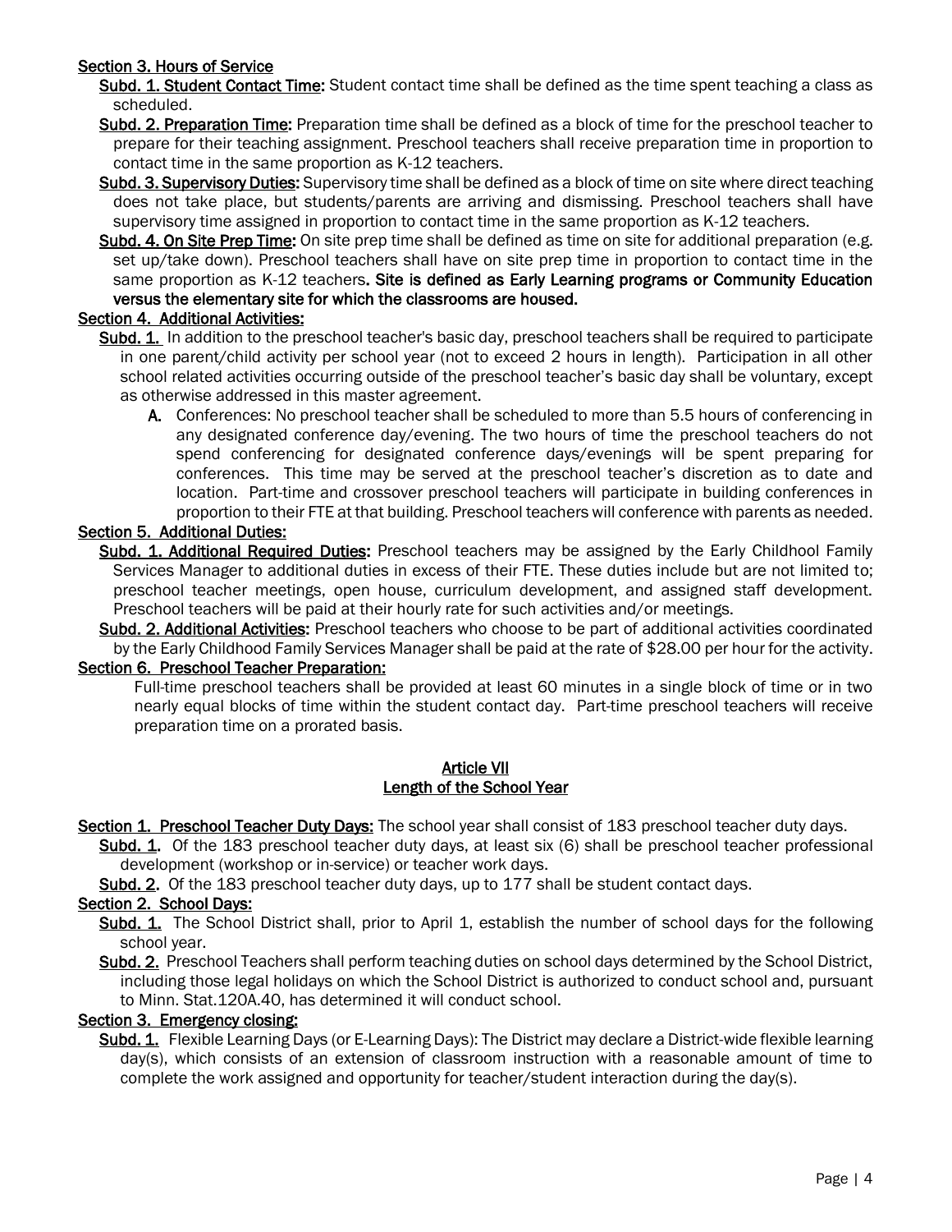**Section 3. Hours of Service**

**Subd. 1. Student Contact Time:** Student contact time shall be defined as the time spent teaching a class as scheduled.

**Subd. 2. Preparation Time:** Preparation time shall be defined as a block of time for the preschool teacher to prepare for their teaching assignment. Preschool teachers shall receive preparation time in proportion to contact time in the same proportion as K-12 teachers.

**Subd. 3. Supervisory Duties:** Supervisory time shall be defined as a block of time on site where direct teaching does not take place, but students/parents are arriving and dismissing. Preschool teachers shall have supervisory time assigned in proportion to contact time in the same proportion as K-12 teachers.

**Subd. 4. On Site Prep Time:** On site prep time shall be defined as time on site for additional preparation (e.g. set up/take down). Preschool teachers shall have on site prep time in proportion to contact time in the same proportion as K-12 teachers**. Site is defined as Early Learning programs or Community Education versus the elementary site for which the classrooms are housed.**

**Section 4. Additional Activities:**

**Subd. 1.** In addition to the preschool teacher's basic day, preschool teachers shall be required to participate in one parent/child activity per school year (not to exceed 2 hours in length). Participation in all other school related activities occurring outside of the preschool teacher's basic day shall be voluntary, except as otherwise addressed in this master agreement.

**A.** Conferences: No preschool teacher shall be scheduled to more than 5.5 hours of conferencing in any designated conference day/evening. The two hours of time the preschool teachers do not spend conferencing for designated conference days/evenings will be spent preparing for conferences. This time may be served at the preschool teacher's discretion as to date and location. Part-time and crossover preschool teachers will participate in building conferences in proportion to their FTE at that building. Preschool teachers will conference with parents as needed.

**Section 5. Additional Duties:**

**Subd. 1. Additional Required Duties:** Preschool teachers may be assigned by the Early Childhool Family Services Manager to additional duties in excess of their FTE. These duties include but are not limited to; preschool teacher meetings, open house, curriculum development, and assigned staff development. Preschool teachers will be paid at their hourly rate for such activities and/or meetings.

**Subd. 2. Additional Activities:** Preschool teachers who choose to be part of additional activities coordinated by the Early Childhood Family Services Manager shall be paid at the rate of $28.00 per hour for the activity.

**Section 6. Preschool Teacher Preparation:**

Full-time preschool teachers shall be provided at least 60 minutes in a single block of time or in two nearly equal blocks of time within the student contact day. Part-time preschool teachers will receive preparation time on a prorated basis.

## Article VII
## Length of the School Year

**Section 1. Preschool Teacher Duty Days:** The school year shall consist of 183 preschool teacher duty days.

**Subd. 1.** Of the 183 preschool teacher duty days, at least six (6) shall be preschool teacher professional development (workshop or in-service) or teacher work days.

**Subd. 2.** Of the 183 preschool teacher duty days, up to 177 shall be student contact days.

**Section 2. School Days:**

**Subd. 1.** The School District shall, prior to April 1, establish the number of school days for the following school year.

**Subd. 2.** Preschool Teachers shall perform teaching duties on school days determined by the School District, including those legal holidays on which the School District is authorized to conduct school and, pursuant to Minn. Stat.120A.40, has determined it will conduct school.

**Section 3. Emergency closing:**

**Subd. 1.** Flexible Learning Days (or E-Learning Days): The District may declare a District-wide flexible learning day(s), which consists of an extension of classroom instruction with a reasonable amount of time to complete the work assigned and opportunity for teacher/student interaction during the day(s).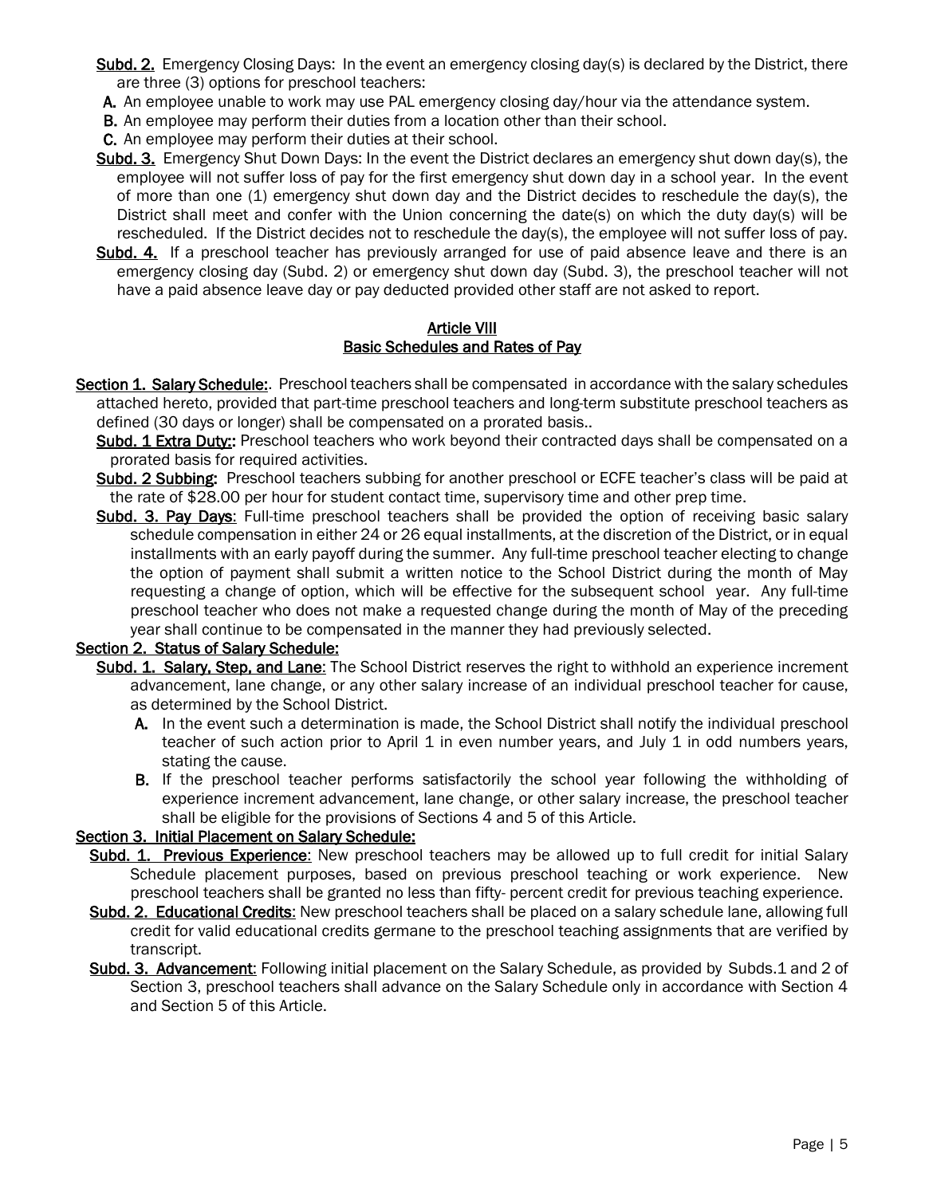**Subd. 2.** Emergency Closing Days: In the event an emergency closing day(s) is declared by the District, there are three (3) options for preschool teachers:

**A.** An employee unable to work may use PAL emergency closing day/hour via the attendance system.

**B.** An employee may perform their duties from a location other than their school.

**C.** An employee may perform their duties at their school.

**Subd. 3.** Emergency Shut Down Days: In the event the District declares an emergency shut down day(s), the employee will not suffer loss of pay for the first emergency shut down day in a school year. In the event of more than one (1) emergency shut down day and the District decides to reschedule the day(s), the District shall meet and confer with the Union concerning the date(s) on which the duty day(s) will be rescheduled. If the District decides not to reschedule the day(s), the employee will not suffer loss of pay.

**Subd. 4.** If a preschool teacher has previously arranged for use of paid absence leave and there is an emergency closing day (Subd. 2) or emergency shut down day (Subd. 3), the preschool teacher will not have a paid absence leave day or pay deducted provided other staff are not asked to report.

## Article VIII
## Basic Schedules and Rates of Pay

**Section 1. Salary Schedule:**. Preschool teachers shall be compensated in accordance with the salary schedules attached hereto, provided that part-time preschool teachers and long-term substitute preschool teachers as defined (30 days or longer) shall be compensated on a prorated basis..

**Subd. 1 Extra Duty::** Preschool teachers who work beyond their contracted days shall be compensated on a prorated basis for required activities.

**Subd. 2 Subbing:** Preschool teachers subbing for another preschool or ECFE teacher's class will be paid at the rate of $28.00 per hour for student contact time, supervisory time and other prep time.

**Subd. 3. Pay Days:** Full-time preschool teachers shall be provided the option of receiving basic salary schedule compensation in either 24 or 26 equal installments, at the discretion of the District, or in equal installments with an early payoff during the summer. Any full-time preschool teacher electing to change the option of payment shall submit a written notice to the School District during the month of May requesting a change of option, which will be effective for the subsequent school year. Any full-time preschool teacher who does not make a requested change during the month of May of the preceding year shall continue to be compensated in the manner they had previously selected.

**Section 2. Status of Salary Schedule:**

**Subd. 1. Salary, Step, and Lane:** The School District reserves the right to withhold an experience increment advancement, lane change, or any other salary increase of an individual preschool teacher for cause, as determined by the School District.

**A.** In the event such a determination is made, the School District shall notify the individual preschool teacher of such action prior to April 1 in even number years, and July 1 in odd numbers years, stating the cause.

**B.** If the preschool teacher performs satisfactorily the school year following the withholding of experience increment advancement, lane change, or other salary increase, the preschool teacher shall be eligible for the provisions of Sections 4 and 5 of this Article.

**Section 3. Initial Placement on Salary Schedule:**

**Subd. 1. Previous Experience:** New preschool teachers may be allowed up to full credit for initial Salary Schedule placement purposes, based on previous preschool teaching or work experience. New preschool teachers shall be granted no less than fifty- percent credit for previous teaching experience.

**Subd. 2. Educational Credits:** New preschool teachers shall be placed on a salary schedule lane, allowing full credit for valid educational credits germane to the preschool teaching assignments that are verified by transcript.

**Subd. 3. Advancement:** Following initial placement on the Salary Schedule, as provided by Subds.1 and 2 of Section 3, preschool teachers shall advance on the Salary Schedule only in accordance with Section 4 and Section 5 of this Article.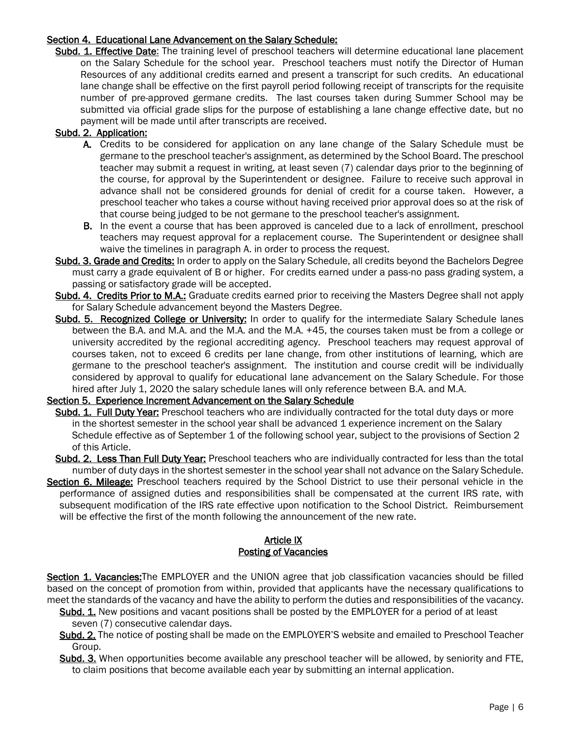**Section 4. Educational Lane Advancement on the Salary Schedule:**

**Subd. 1. Effective Date**: The training level of preschool teachers will determine educational lane placement on the Salary Schedule for the school year. Preschool teachers must notify the Director of Human Resources of any additional credits earned and present a transcript for such credits. An educational lane change shall be effective on the first payroll period following receipt of transcripts for the requisite number of pre-approved germane credits. The last courses taken during Summer School may be submitted via official grade slips for the purpose of establishing a lane change effective date, but no payment will be made until after transcripts are received.

**Subd. 2. Application:**

- **A.** Credits to be considered for application on any lane change of the Salary Schedule must be germane to the preschool teacher's assignment, as determined by the School Board. The preschool teacher may submit a request in writing, at least seven (7) calendar days prior to the beginning of the course, for approval by the Superintendent or designee. Failure to receive such approval in advance shall not be considered grounds for denial of credit for a course taken. However, a preschool teacher who takes a course without having received prior approval does so at the risk of that course being judged to be not germane to the preschool teacher's assignment.
- **B.** In the event a course that has been approved is canceled due to a lack of enrollment, preschool teachers may request approval for a replacement course. The Superintendent or designee shall waive the timelines in paragraph A. in order to process the request.

**Subd. 3. Grade and Credits:** In order to apply on the Salary Schedule, all credits beyond the Bachelors Degree must carry a grade equivalent of B or higher. For credits earned under a pass-no pass grading system, a passing or satisfactory grade will be accepted.

**Subd. 4. Credits Prior to M.A.:** Graduate credits earned prior to receiving the Masters Degree shall not apply for Salary Schedule advancement beyond the Masters Degree.

**Subd. 5. Recognized College or University:** In order to qualify for the intermediate Salary Schedule lanes between the B.A. and M.A. and the M.A. and the M.A. +45, the courses taken must be from a college or university accredited by the regional accrediting agency. Preschool teachers may request approval of courses taken, not to exceed 6 credits per lane change, from other institutions of learning, which are germane to the preschool teacher's assignment. The institution and course credit will be individually considered by approval to qualify for educational lane advancement on the Salary Schedule. For those hired after July 1, 2020 the salary schedule lanes will only reference between B.A. and M.A.

**Section 5. Experience Increment Advancement on the Salary Schedule**

**Subd. 1. Full Duty Year:** Preschool teachers who are individually contracted for the total duty days or more in the shortest semester in the school year shall be advanced 1 experience increment on the Salary Schedule effective as of September 1 of the following school year, subject to the provisions of Section 2 of this Article.

**Subd. 2. Less Than Full Duty Year:** Preschool teachers who are individually contracted for less than the total number of duty days in the shortest semester in the school year shall not advance on the Salary Schedule.

**Section 6. Mileage:** Preschool teachers required by the School District to use their personal vehicle in the performance of assigned duties and responsibilities shall be compensated at the current IRS rate, with subsequent modification of the IRS rate effective upon notification to the School District. Reimbursement will be effective the first of the month following the announcement of the new rate.

## Article IX
## Posting of Vacancies

**Section 1. Vacancies:** The EMPLOYER and the UNION agree that job classification vacancies should be filled based on the concept of promotion from within, provided that applicants have the necessary qualifications to meet the standards of the vacancy and have the ability to perform the duties and responsibilities of the vacancy.

**Subd. 1.** New positions and vacant positions shall be posted by the EMPLOYER for a period of at least seven (7) consecutive calendar days.

**Subd. 2.** The notice of posting shall be made on the EMPLOYER'S website and emailed to Preschool Teacher Group.

**Subd. 3.** When opportunities become available any preschool teacher will be allowed, by seniority and FTE, to claim positions that become available each year by submitting an internal application.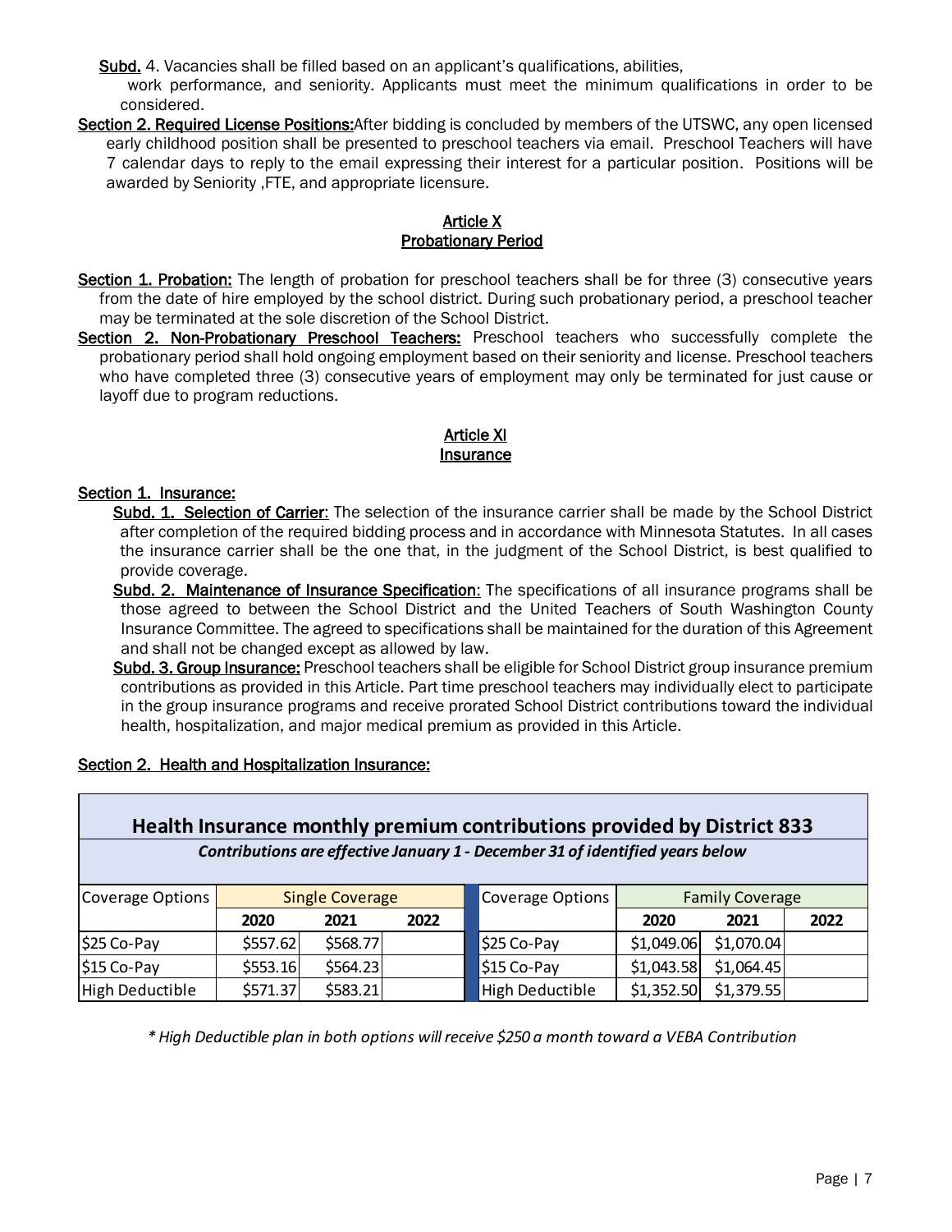**Subd.** 4. Vacancies shall be filled based on an applicant's qualifications, abilities, work performance, and seniority. Applicants must meet the minimum qualifications in order to be considered.

**Section 2. Required License Positions:** After bidding is concluded by members of the UTSWC, any open licensed early childhood position shall be presented to preschool teachers via email. Preschool Teachers will have 7 calendar days to reply to the email expressing their interest for a particular position. Positions will be awarded by Seniority ,FTE, and appropriate licensure.

## Article X
## Probationary Period

**Section 1. Probation:** The length of probation for preschool teachers shall be for three (3) consecutive years from the date of hire employed by the school district. During such probationary period, a preschool teacher may be terminated at the sole discretion of the School District.

**Section 2. Non-Probationary Preschool Teachers:** Preschool teachers who successfully complete the probationary period shall hold ongoing employment based on their seniority and license. Preschool teachers who have completed three (3) consecutive years of employment may only be terminated for just cause or layoff due to program reductions.

## Article XI
## Insurance

**Section 1. Insurance:**

**Subd. 1. Selection of Carrier:** The selection of the insurance carrier shall be made by the School District after completion of the required bidding process and in accordance with Minnesota Statutes. In all cases the insurance carrier shall be the one that, in the judgment of the School District, is best qualified to provide coverage.

**Subd. 2. Maintenance of Insurance Specification:** The specifications of all insurance programs shall be those agreed to between the School District and the United Teachers of South Washington County Insurance Committee. The agreed to specifications shall be maintained for the duration of this Agreement and shall not be changed except as allowed by law.

**Subd. 3. Group Insurance:** Preschool teachers shall be eligible for School District group insurance premium contributions as provided in this Article. Part time preschool teachers may individually elect to participate in the group insurance programs and receive prorated School District contributions toward the individual health, hospitalization, and major medical premium as provided in this Article.

**Section 2. Health and Hospitalization Insurance:**

**Health Insurance monthly premium contributions provided by District 833**

*Contributions are effective January 1 - December 31 of identified years below*

| Coverage Options | Single Coverage | | | Coverage Options | Family Coverage | | |
|---|---|---|---|---|---|---|---|
| | 2020 | 2021 | 2022 | | 2020 | 2021 | 2022 |
| $25 Co-Pay | $557.62 | $568.77 | | $25 Co-Pay | $1,049.06 | $1,070.04 | |
| $15 Co-Pay | $553.16 | $564.23 | | $15 Co-Pay | $1,043.58 | $1,064.45 | |
| High Deductible | $571.37 | $583.21 | | High Deductible | $1,352.50 | $1,379.55 | |

*\* High Deductible plan in both options will receive $250 a month toward a VEBA Contribution*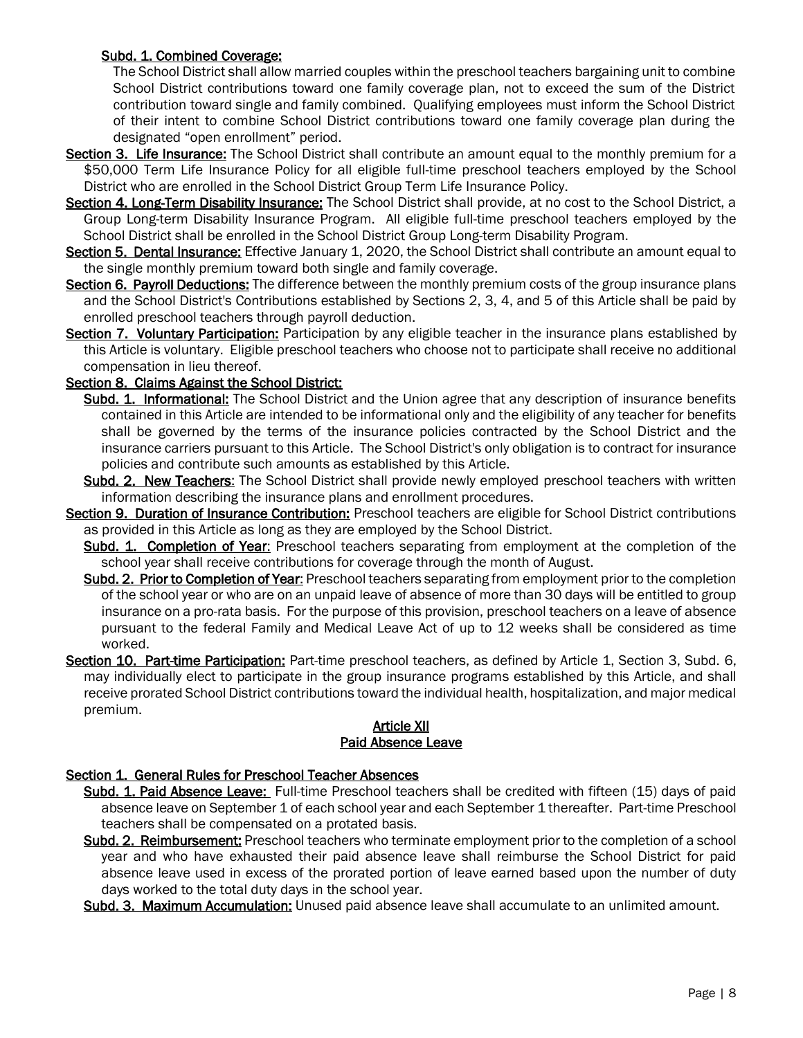**Subd. 1. Combined Coverage:**

The School District shall allow married couples within the preschool teachers bargaining unit to combine School District contributions toward one family coverage plan, not to exceed the sum of the District contribution toward single and family combined. Qualifying employees must inform the School District of their intent to combine School District contributions toward one family coverage plan during the designated "open enrollment" period.

**Section 3. Life Insurance:** The School District shall contribute an amount equal to the monthly premium for a $50,000 Term Life Insurance Policy for all eligible full-time preschool teachers employed by the School District who are enrolled in the School District Group Term Life Insurance Policy.

**Section 4. Long-Term Disability Insurance:** The School District shall provide, at no cost to the School District, a Group Long-term Disability Insurance Program. All eligible full-time preschool teachers employed by the School District shall be enrolled in the School District Group Long-term Disability Program.

**Section 5. Dental Insurance:** Effective January 1, 2020, the School District shall contribute an amount equal to the single monthly premium toward both single and family coverage.

**Section 6. Payroll Deductions:** The difference between the monthly premium costs of the group insurance plans and the School District's Contributions established by Sections 2, 3, 4, and 5 of this Article shall be paid by enrolled preschool teachers through payroll deduction.

**Section 7. Voluntary Participation:** Participation by any eligible teacher in the insurance plans established by this Article is voluntary. Eligible preschool teachers who choose not to participate shall receive no additional compensation in lieu thereof.

**Section 8. Claims Against the School District:**

**Subd. 1. Informational:** The School District and the Union agree that any description of insurance benefits contained in this Article are intended to be informational only and the eligibility of any teacher for benefits shall be governed by the terms of the insurance policies contracted by the School District and the insurance carriers pursuant to this Article. The School District's only obligation is to contract for insurance policies and contribute such amounts as established by this Article.

**Subd. 2. New Teachers**: The School District shall provide newly employed preschool teachers with written information describing the insurance plans and enrollment procedures.

**Section 9. Duration of Insurance Contribution:** Preschool teachers are eligible for School District contributions as provided in this Article as long as they are employed by the School District.

**Subd. 1. Completion of Year**: Preschool teachers separating from employment at the completion of the school year shall receive contributions for coverage through the month of August.

**Subd. 2. Prior to Completion of Year**: Preschool teachers separating from employment prior to the completion of the school year or who are on an unpaid leave of absence of more than 30 days will be entitled to group insurance on a pro-rata basis. For the purpose of this provision, preschool teachers on a leave of absence pursuant to the federal Family and Medical Leave Act of up to 12 weeks shall be considered as time worked.

**Section 10. Part-time Participation:** Part-time preschool teachers, as defined by Article 1, Section 3, Subd. 6, may individually elect to participate in the group insurance programs established by this Article, and shall receive prorated School District contributions toward the individual health, hospitalization, and major medical premium.

## Article XII
## Paid Absence Leave

**Section 1. General Rules for Preschool Teacher Absences**

**Subd. 1. Paid Absence Leave:** Full-time Preschool teachers shall be credited with fifteen (15) days of paid absence leave on September 1 of each school year and each September 1 thereafter. Part-time Preschool teachers shall be compensated on a protated basis.

**Subd. 2. Reimbursement:** Preschool teachers who terminate employment prior to the completion of a school year and who have exhausted their paid absence leave shall reimburse the School District for paid absence leave used in excess of the prorated portion of leave earned based upon the number of duty days worked to the total duty days in the school year.

**Subd. 3. Maximum Accumulation:** Unused paid absence leave shall accumulate to an unlimited amount.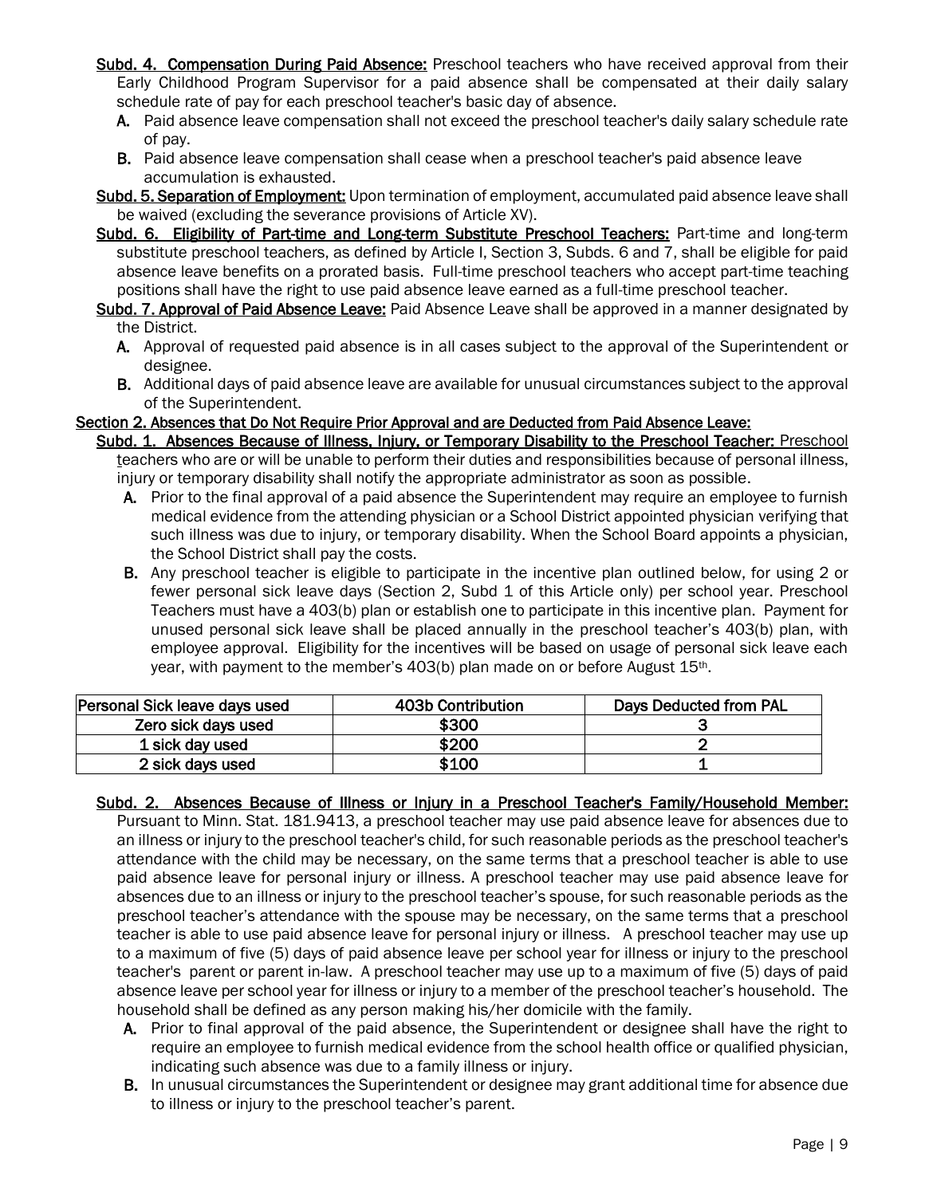**Subd. 4. Compensation During Paid Absence:** Preschool teachers who have received approval from their Early Childhood Program Supervisor for a paid absence shall be compensated at their daily salary schedule rate of pay for each preschool teacher's basic day of absence.

**A.** Paid absence leave compensation shall not exceed the preschool teacher's daily salary schedule rate of pay.

**B.** Paid absence leave compensation shall cease when a preschool teacher's paid absence leave accumulation is exhausted.

**Subd. 5. Separation of Employment:** Upon termination of employment, accumulated paid absence leave shall be waived (excluding the severance provisions of Article XV).

**Subd. 6. Eligibility of Part-time and Long-term Substitute Preschool Teachers:** Part-time and long-term substitute preschool teachers, as defined by Article I, Section 3, Subds. 6 and 7, shall be eligible for paid absence leave benefits on a prorated basis. Full-time preschool teachers who accept part-time teaching positions shall have the right to use paid absence leave earned as a full-time preschool teacher.

**Subd. 7. Approval of Paid Absence Leave:** Paid Absence Leave shall be approved in a manner designated by the District.

**A.** Approval of requested paid absence is in all cases subject to the approval of the Superintendent or designee.

**B.** Additional days of paid absence leave are available for unusual circumstances subject to the approval of the Superintendent.

**Section 2. Absences that Do Not Require Prior Approval and are Deducted from Paid Absence Leave:**

**Subd. 1. Absences Because of Illness, Injury, or Temporary Disability to the Preschool Teacher:** Preschool teachers who are or will be unable to perform their duties and responsibilities because of personal illness, injury or temporary disability shall notify the appropriate administrator as soon as possible.

**A.** Prior to the final approval of a paid absence the Superintendent may require an employee to furnish medical evidence from the attending physician or a School District appointed physician verifying that such illness was due to injury, or temporary disability. When the School Board appoints a physician, the School District shall pay the costs.

**B.** Any preschool teacher is eligible to participate in the incentive plan outlined below, for using 2 or fewer personal sick leave days (Section 2, Subd 1 of this Article only) per school year. Preschool Teachers must have a 403(b) plan or establish one to participate in this incentive plan. Payment for unused personal sick leave shall be placed annually in the preschool teacher's 403(b) plan, with employee approval. Eligibility for the incentives will be based on usage of personal sick leave each year, with payment to the member's 403(b) plan made on or before August 15th.

| Personal Sick leave days used | 403b Contribution | Days Deducted from PAL |
|---|---|---|
| Zero sick days used | $300 | 3 |
| 1 sick day used | $200 | 2 |
| 2 sick days used | $100 | 1 |

**Subd. 2. Absences Because of Illness or Injury in a Preschool Teacher's Family/Household Member:** Pursuant to Minn. Stat. 181.9413, a preschool teacher may use paid absence leave for absences due to an illness or injury to the preschool teacher's child, for such reasonable periods as the preschool teacher's attendance with the child may be necessary, on the same terms that a preschool teacher is able to use paid absence leave for personal injury or illness. A preschool teacher may use paid absence leave for absences due to an illness or injury to the preschool teacher's spouse, for such reasonable periods as the preschool teacher's attendance with the spouse may be necessary, on the same terms that a preschool teacher is able to use paid absence leave for personal injury or illness. A preschool teacher may use up to a maximum of five (5) days of paid absence leave per school year for illness or injury to the preschool teacher's parent or parent in-law. A preschool teacher may use up to a maximum of five (5) days of paid absence leave per school year for illness or injury to a member of the preschool teacher's household. The household shall be defined as any person making his/her domicile with the family.

**A.** Prior to final approval of the paid absence, the Superintendent or designee shall have the right to require an employee to furnish medical evidence from the school health office or qualified physician, indicating such absence was due to a family illness or injury.

**B.** In unusual circumstances the Superintendent or designee may grant additional time for absence due to illness or injury to the preschool teacher's parent.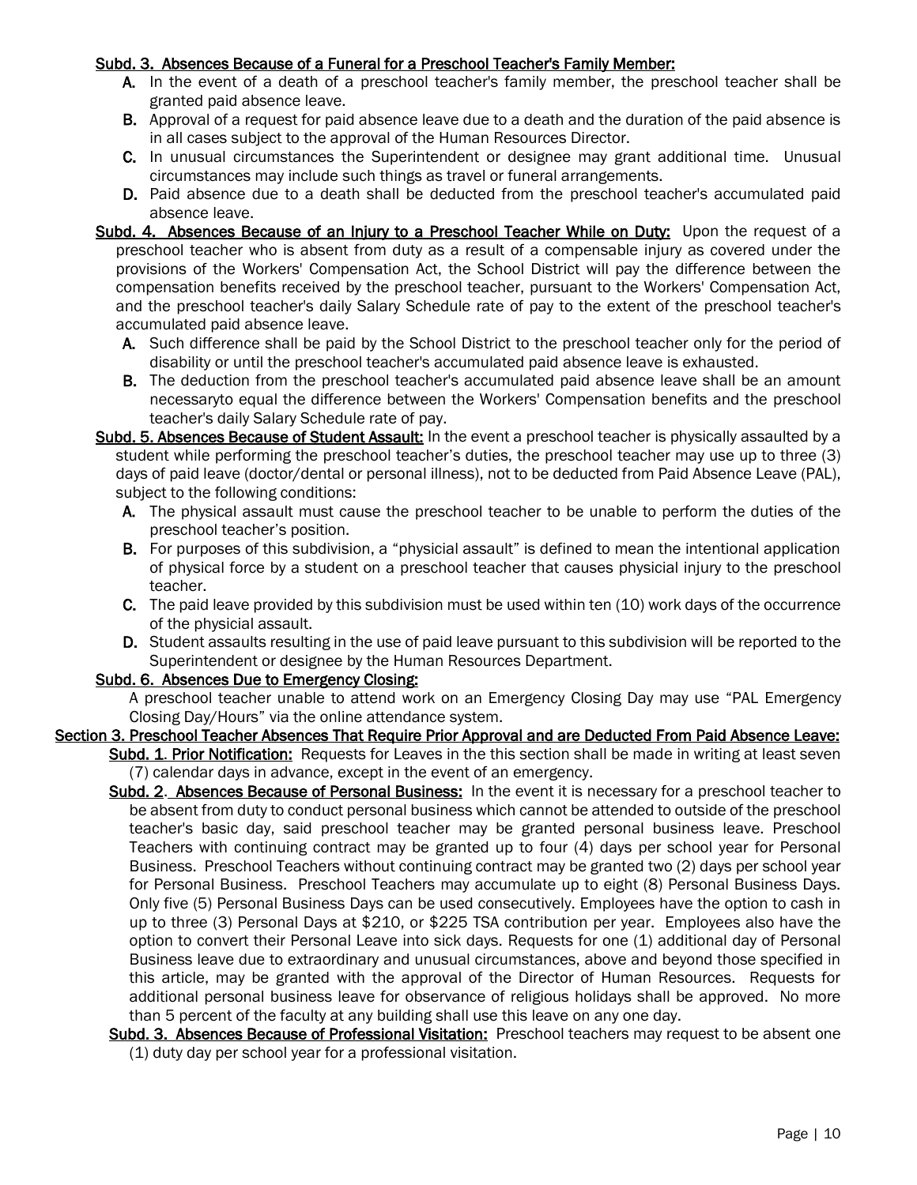**Subd. 3. Absences Because of a Funeral for a Preschool Teacher's Family Member:**

- **A.** In the event of a death of a preschool teacher's family member, the preschool teacher shall be granted paid absence leave.
- **B.** Approval of a request for paid absence leave due to a death and the duration of the paid absence is in all cases subject to the approval of the Human Resources Director.
- **C.** In unusual circumstances the Superintendent or designee may grant additional time. Unusual circumstances may include such things as travel or funeral arrangements.
- **D.** Paid absence due to a death shall be deducted from the preschool teacher's accumulated paid absence leave.

**Subd. 4. Absences Because of an Injury to a Preschool Teacher While on Duty:** Upon the request of a preschool teacher who is absent from duty as a result of a compensable injury as covered under the provisions of the Workers' Compensation Act, the School District will pay the difference between the compensation benefits received by the preschool teacher, pursuant to the Workers' Compensation Act, and the preschool teacher's daily Salary Schedule rate of pay to the extent of the preschool teacher's accumulated paid absence leave.

- **A.** Such difference shall be paid by the School District to the preschool teacher only for the period of disability or until the preschool teacher's accumulated paid absence leave is exhausted.
- **B.** The deduction from the preschool teacher's accumulated paid absence leave shall be an amount necessaryto equal the difference between the Workers' Compensation benefits and the preschool teacher's daily Salary Schedule rate of pay.

**Subd. 5. Absences Because of Student Assault:** In the event a preschool teacher is physically assaulted by a student while performing the preschool teacher's duties, the preschool teacher may use up to three (3) days of paid leave (doctor/dental or personal illness), not to be deducted from Paid Absence Leave (PAL), subject to the following conditions:

- **A.** The physical assault must cause the preschool teacher to be unable to perform the duties of the preschool teacher's position.
- **B.** For purposes of this subdivision, a "physicial assault" is defined to mean the intentional application of physical force by a student on a preschool teacher that causes physicial injury to the preschool teacher.
- **C.** The paid leave provided by this subdivision must be used within ten (10) work days of the occurrence of the physicial assault.
- **D.** Student assaults resulting in the use of paid leave pursuant to this subdivision will be reported to the Superintendent or designee by the Human Resources Department.

**Subd. 6. Absences Due to Emergency Closing:**

A preschool teacher unable to attend work on an Emergency Closing Day may use "PAL Emergency Closing Day/Hours" via the online attendance system.

**Section 3. Preschool Teacher Absences That Require Prior Approval and are Deducted From Paid Absence Leave:**

**Subd. 1. Prior Notification:** Requests for Leaves in the this section shall be made in writing at least seven (7) calendar days in advance, except in the event of an emergency.

**Subd. 2. Absences Because of Personal Business:** In the event it is necessary for a preschool teacher to be absent from duty to conduct personal business which cannot be attended to outside of the preschool teacher's basic day, said preschool teacher may be granted personal business leave. Preschool Teachers with continuing contract may be granted up to four (4) days per school year for Personal Business. Preschool Teachers without continuing contract may be granted two (2) days per school year for Personal Business. Preschool Teachers may accumulate up to eight (8) Personal Business Days. Only five (5) Personal Business Days can be used consecutively. Employees have the option to cash in up to three (3) Personal Days at $210, or $225 TSA contribution per year. Employees also have the option to convert their Personal Leave into sick days. Requests for one (1) additional day of Personal Business leave due to extraordinary and unusual circumstances, above and beyond those specified in this article, may be granted with the approval of the Director of Human Resources. Requests for additional personal business leave for observance of religious holidays shall be approved. No more than 5 percent of the faculty at any building shall use this leave on any one day.

**Subd. 3. Absences Because of Professional Visitation:** Preschool teachers may request to be absent one (1) duty day per school year for a professional visitation.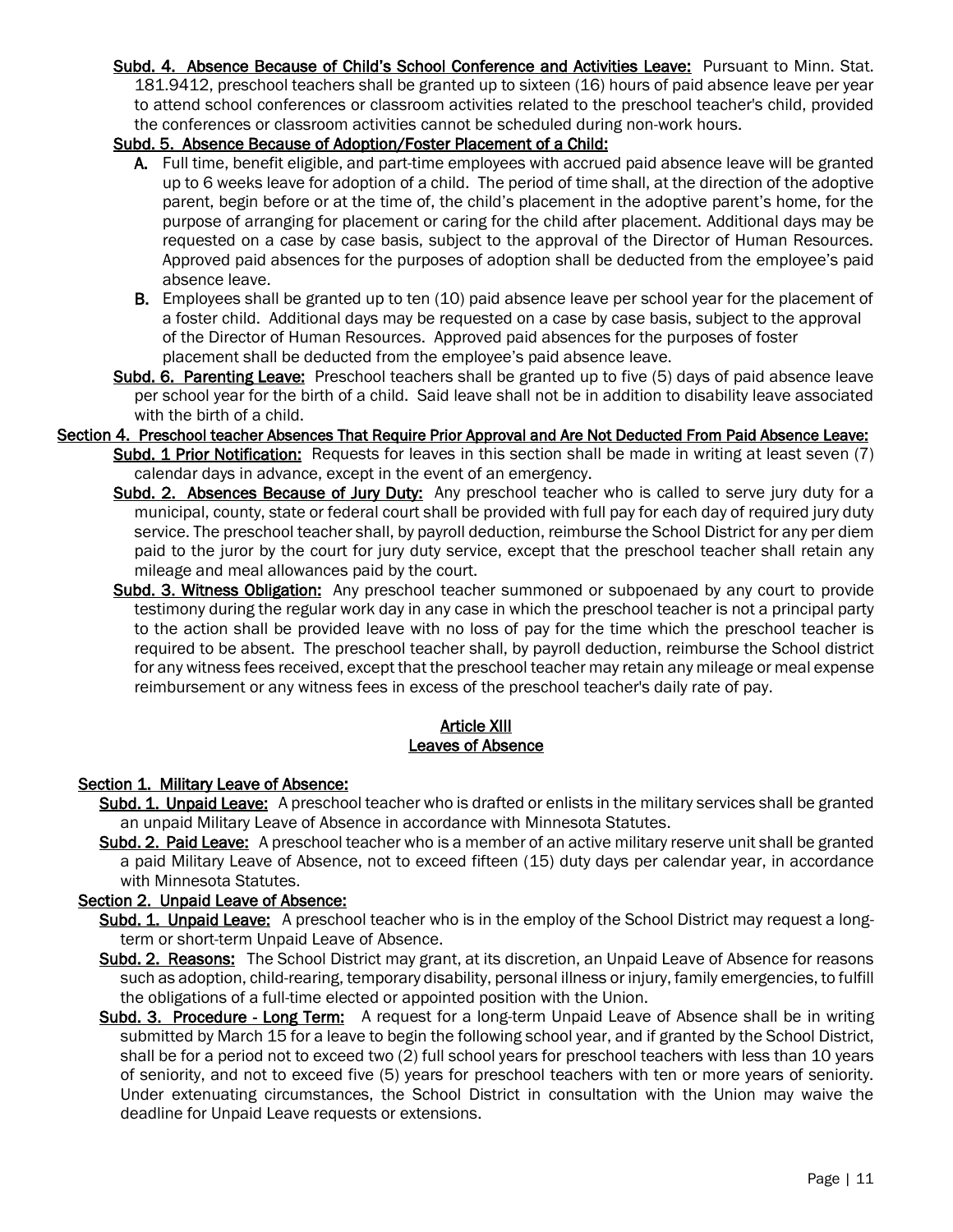**Subd. 4. Absence Because of Child's School Conference and Activities Leave:** Pursuant to Minn. Stat. 181.9412, preschool teachers shall be granted up to sixteen (16) hours of paid absence leave per year to attend school conferences or classroom activities related to the preschool teacher's child, provided the conferences or classroom activities cannot be scheduled during non-work hours.

**Subd. 5. Absence Because of Adoption/Foster Placement of a Child:**

A. Full time, benefit eligible, and part-time employees with accrued paid absence leave will be granted up to 6 weeks leave for adoption of a child. The period of time shall, at the direction of the adoptive parent, begin before or at the time of, the child's placement in the adoptive parent's home, for the purpose of arranging for placement or caring for the child after placement. Additional days may be requested on a case by case basis, subject to the approval of the Director of Human Resources. Approved paid absences for the purposes of adoption shall be deducted from the employee's paid absence leave.

B. Employees shall be granted up to ten (10) paid absence leave per school year for the placement of a foster child. Additional days may be requested on a case by case basis, subject to the approval of the Director of Human Resources. Approved paid absences for the purposes of foster placement shall be deducted from the employee's paid absence leave.

**Subd. 6. Parenting Leave:** Preschool teachers shall be granted up to five (5) days of paid absence leave per school year for the birth of a child. Said leave shall not be in addition to disability leave associated with the birth of a child.

**Section 4. Preschool teacher Absences That Require Prior Approval and Are Not Deducted From Paid Absence Leave:**

**Subd. 1 Prior Notification:** Requests for leaves in this section shall be made in writing at least seven (7) calendar days in advance, except in the event of an emergency.

**Subd. 2. Absences Because of Jury Duty:** Any preschool teacher who is called to serve jury duty for a municipal, county, state or federal court shall be provided with full pay for each day of required jury duty service. The preschool teacher shall, by payroll deduction, reimburse the School District for any per diem paid to the juror by the court for jury duty service, except that the preschool teacher shall retain any mileage and meal allowances paid by the court.

**Subd. 3. Witness Obligation:** Any preschool teacher summoned or subpoenaed by any court to provide testimony during the regular work day in any case in which the preschool teacher is not a principal party to the action shall be provided leave with no loss of pay for the time which the preschool teacher is required to be absent. The preschool teacher shall, by payroll deduction, reimburse the School district for any witness fees received, except that the preschool teacher may retain any mileage or meal expense reimbursement or any witness fees in excess of the preschool teacher's daily rate of pay.

## Article XIII
## Leaves of Absence

**Section 1. Military Leave of Absence:**

**Subd. 1. Unpaid Leave:** A preschool teacher who is drafted or enlists in the military services shall be granted an unpaid Military Leave of Absence in accordance with Minnesota Statutes.

**Subd. 2. Paid Leave:** A preschool teacher who is a member of an active military reserve unit shall be granted a paid Military Leave of Absence, not to exceed fifteen (15) duty days per calendar year, in accordance with Minnesota Statutes.

**Section 2. Unpaid Leave of Absence:**

**Subd. 1. Unpaid Leave:** A preschool teacher who is in the employ of the School District may request a long-term or short-term Unpaid Leave of Absence.

**Subd. 2. Reasons:** The School District may grant, at its discretion, an Unpaid Leave of Absence for reasons such as adoption, child-rearing, temporary disability, personal illness or injury, family emergencies, to fulfill the obligations of a full-time elected or appointed position with the Union.

**Subd. 3. Procedure - Long Term:** A request for a long-term Unpaid Leave of Absence shall be in writing submitted by March 15 for a leave to begin the following school year, and if granted by the School District, shall be for a period not to exceed two (2) full school years for preschool teachers with less than 10 years of seniority, and not to exceed five (5) years for preschool teachers with ten or more years of seniority. Under extenuating circumstances, the School District in consultation with the Union may waive the deadline for Unpaid Leave requests or extensions.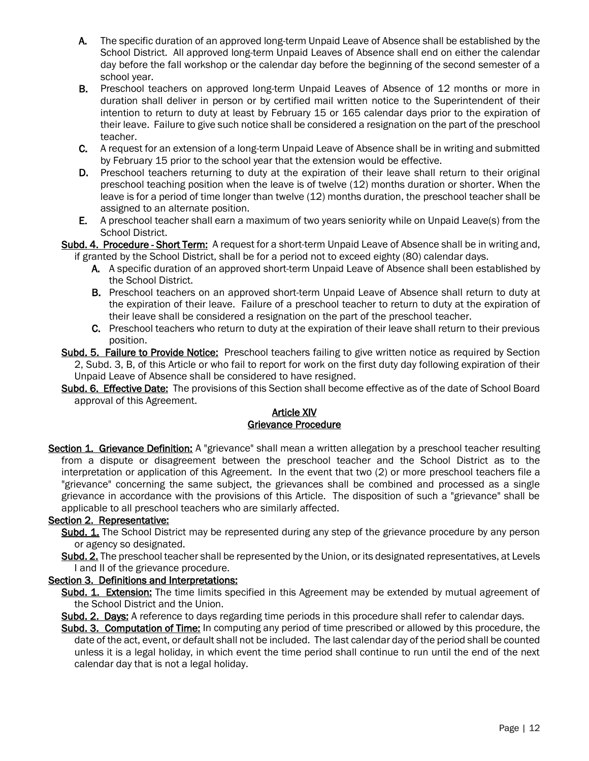A. The specific duration of an approved long-term Unpaid Leave of Absence shall be established by the School District. All approved long-term Unpaid Leaves of Absence shall end on either the calendar day before the fall workshop or the calendar day before the beginning of the second semester of a school year.

B. Preschool teachers on approved long-term Unpaid Leaves of Absence of 12 months or more in duration shall deliver in person or by certified mail written notice to the Superintendent of their intention to return to duty at least by February 15 or 165 calendar days prior to the expiration of their leave. Failure to give such notice shall be considered a resignation on the part of the preschool teacher.

C. A request for an extension of a long-term Unpaid Leave of Absence shall be in writing and submitted by February 15 prior to the school year that the extension would be effective.

D. Preschool teachers returning to duty at the expiration of their leave shall return to their original preschool teaching position when the leave is of twelve (12) months duration or shorter. When the leave is for a period of time longer than twelve (12) months duration, the preschool teacher shall be assigned to an alternate position.

E. A preschool teacher shall earn a maximum of two years seniority while on Unpaid Leave(s) from the School District.

**Subd. 4. Procedure - Short Term:** A request for a short-term Unpaid Leave of Absence shall be in writing and, if granted by the School District, shall be for a period not to exceed eighty (80) calendar days.

A. A specific duration of an approved short-term Unpaid Leave of Absence shall been established by the School District.

B. Preschool teachers on an approved short-term Unpaid Leave of Absence shall return to duty at the expiration of their leave. Failure of a preschool teacher to return to duty at the expiration of their leave shall be considered a resignation on the part of the preschool teacher.

C. Preschool teachers who return to duty at the expiration of their leave shall return to their previous position.

**Subd. 5. Failure to Provide Notice:** Preschool teachers failing to give written notice as required by Section 2, Subd. 3, B, of this Article or who fail to report for work on the first duty day following expiration of their Unpaid Leave of Absence shall be considered to have resigned.

**Subd. 6. Effective Date:** The provisions of this Section shall become effective as of the date of School Board approval of this Agreement.

## Article XIV
## Grievance Procedure

**Section 1. Grievance Definition:** A "grievance" shall mean a written allegation by a preschool teacher resulting from a dispute or disagreement between the preschool teacher and the School District as to the interpretation or application of this Agreement. In the event that two (2) or more preschool teachers file a "grievance" concerning the same subject, the grievances shall be combined and processed as a single grievance in accordance with the provisions of this Article. The disposition of such a "grievance" shall be applicable to all preschool teachers who are similarly affected.

**Section 2. Representative:**

**Subd. 1.** The School District may be represented during any step of the grievance procedure by any person or agency so designated.

**Subd. 2.** The preschool teacher shall be represented by the Union, or its designated representatives, at Levels I and II of the grievance procedure.

**Section 3. Definitions and Interpretations:**

**Subd. 1. Extension:** The time limits specified in this Agreement may be extended by mutual agreement of the School District and the Union.

**Subd. 2. Days:** A reference to days regarding time periods in this procedure shall refer to calendar days.

**Subd. 3. Computation of Time:** In computing any period of time prescribed or allowed by this procedure, the date of the act, event, or default shall not be included. The last calendar day of the period shall be counted unless it is a legal holiday, in which event the time period shall continue to run until the end of the next calendar day that is not a legal holiday.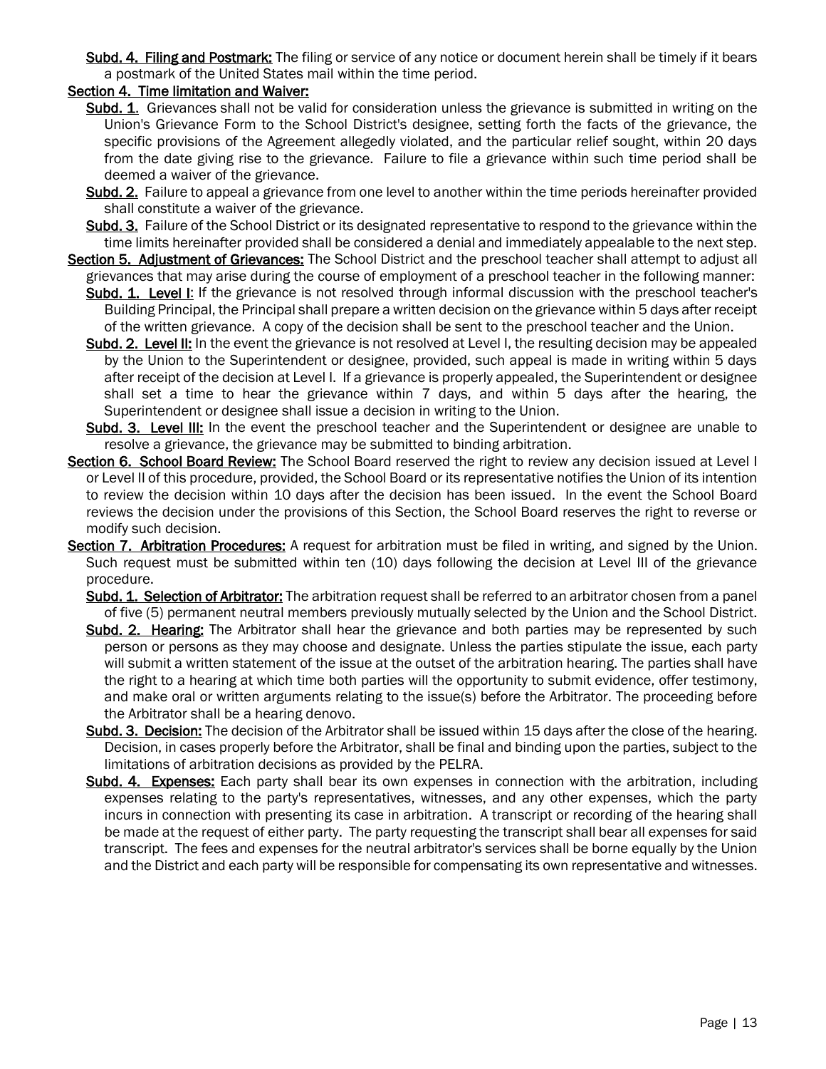**Subd. 4. Filing and Postmark:** The filing or service of any notice or document herein shall be timely if it bears a postmark of the United States mail within the time period.

**Section 4. Time limitation and Waiver:**

**Subd. 1**. Grievances shall not be valid for consideration unless the grievance is submitted in writing on the Union's Grievance Form to the School District's designee, setting forth the facts of the grievance, the specific provisions of the Agreement allegedly violated, and the particular relief sought, within 20 days from the date giving rise to the grievance. Failure to file a grievance within such time period shall be deemed a waiver of the grievance.

**Subd. 2.** Failure to appeal a grievance from one level to another within the time periods hereinafter provided shall constitute a waiver of the grievance.

**Subd. 3.** Failure of the School District or its designated representative to respond to the grievance within the time limits hereinafter provided shall be considered a denial and immediately appealable to the next step.

**Section 5. Adjustment of Grievances:** The School District and the preschool teacher shall attempt to adjust all grievances that may arise during the course of employment of a preschool teacher in the following manner:

**Subd. 1. Level I**: If the grievance is not resolved through informal discussion with the preschool teacher's Building Principal, the Principal shall prepare a written decision on the grievance within 5 days after receipt of the written grievance. A copy of the decision shall be sent to the preschool teacher and the Union.

**Subd. 2. Level II:** In the event the grievance is not resolved at Level I, the resulting decision may be appealed by the Union to the Superintendent or designee, provided, such appeal is made in writing within 5 days after receipt of the decision at Level I. If a grievance is properly appealed, the Superintendent or designee shall set a time to hear the grievance within 7 days, and within 5 days after the hearing, the Superintendent or designee shall issue a decision in writing to the Union.

**Subd. 3. Level III:** In the event the preschool teacher and the Superintendent or designee are unable to resolve a grievance, the grievance may be submitted to binding arbitration.

**Section 6. School Board Review:** The School Board reserved the right to review any decision issued at Level I or Level II of this procedure, provided, the School Board or its representative notifies the Union of its intention to review the decision within 10 days after the decision has been issued. In the event the School Board reviews the decision under the provisions of this Section, the School Board reserves the right to reverse or modify such decision.

**Section 7. Arbitration Procedures:** A request for arbitration must be filed in writing, and signed by the Union. Such request must be submitted within ten (10) days following the decision at Level III of the grievance procedure.

**Subd. 1. Selection of Arbitrator:** The arbitration request shall be referred to an arbitrator chosen from a panel of five (5) permanent neutral members previously mutually selected by the Union and the School District.

**Subd. 2. Hearing:** The Arbitrator shall hear the grievance and both parties may be represented by such person or persons as they may choose and designate. Unless the parties stipulate the issue, each party will submit a written statement of the issue at the outset of the arbitration hearing. The parties shall have the right to a hearing at which time both parties will the opportunity to submit evidence, offer testimony, and make oral or written arguments relating to the issue(s) before the Arbitrator. The proceeding before the Arbitrator shall be a hearing denovo.

**Subd. 3. Decision:** The decision of the Arbitrator shall be issued within 15 days after the close of the hearing. Decision, in cases properly before the Arbitrator, shall be final and binding upon the parties, subject to the limitations of arbitration decisions as provided by the PELRA.

**Subd. 4. Expenses:** Each party shall bear its own expenses in connection with the arbitration, including expenses relating to the party's representatives, witnesses, and any other expenses, which the party incurs in connection with presenting its case in arbitration. A transcript or recording of the hearing shall be made at the request of either party. The party requesting the transcript shall bear all expenses for said transcript. The fees and expenses for the neutral arbitrator's services shall be borne equally by the Union and the District and each party will be responsible for compensating its own representative and witnesses.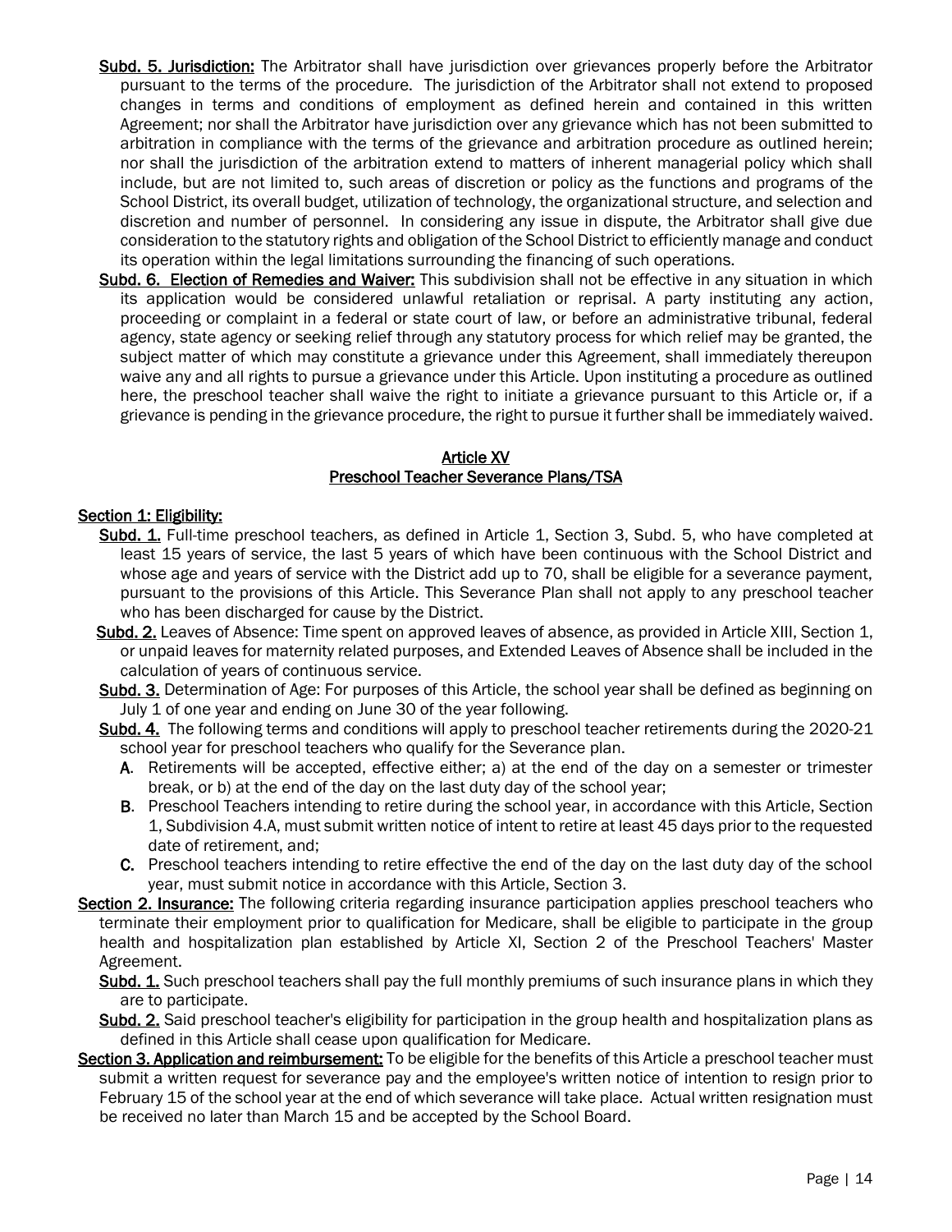**Subd. 5. Jurisdiction:** The Arbitrator shall have jurisdiction over grievances properly before the Arbitrator pursuant to the terms of the procedure. The jurisdiction of the Arbitrator shall not extend to proposed changes in terms and conditions of employment as defined herein and contained in this written Agreement; nor shall the Arbitrator have jurisdiction over any grievance which has not been submitted to arbitration in compliance with the terms of the grievance and arbitration procedure as outlined herein; nor shall the jurisdiction of the arbitration extend to matters of inherent managerial policy which shall include, but are not limited to, such areas of discretion or policy as the functions and programs of the School District, its overall budget, utilization of technology, the organizational structure, and selection and discretion and number of personnel. In considering any issue in dispute, the Arbitrator shall give due consideration to the statutory rights and obligation of the School District to efficiently manage and conduct its operation within the legal limitations surrounding the financing of such operations.

**Subd. 6. Election of Remedies and Waiver:** This subdivision shall not be effective in any situation in which its application would be considered unlawful retaliation or reprisal. A party instituting any action, proceeding or complaint in a federal or state court of law, or before an administrative tribunal, federal agency, state agency or seeking relief through any statutory process for which relief may be granted, the subject matter of which may constitute a grievance under this Agreement, shall immediately thereupon waive any and all rights to pursue a grievance under this Article. Upon instituting a procedure as outlined here, the preschool teacher shall waive the right to initiate a grievance pursuant to this Article or, if a grievance is pending in the grievance procedure, the right to pursue it further shall be immediately waived.

## Article XV
## Preschool Teacher Severance Plans/TSA

### Section 1: Eligibility:

**Subd. 1.** Full-time preschool teachers, as defined in Article 1, Section 3, Subd. 5, who have completed at least 15 years of service, the last 5 years of which have been continuous with the School District and whose age and years of service with the District add up to 70, shall be eligible for a severance payment, pursuant to the provisions of this Article. This Severance Plan shall not apply to any preschool teacher who has been discharged for cause by the District.

**Subd. 2.** Leaves of Absence: Time spent on approved leaves of absence, as provided in Article XIII, Section 1, or unpaid leaves for maternity related purposes, and Extended Leaves of Absence shall be included in the calculation of years of continuous service.

**Subd. 3.** Determination of Age: For purposes of this Article, the school year shall be defined as beginning on July 1 of one year and ending on June 30 of the year following.

**Subd. 4.** The following terms and conditions will apply to preschool teacher retirements during the 2020-21 school year for preschool teachers who qualify for the Severance plan.

**A.** Retirements will be accepted, effective either; a) at the end of the day on a semester or trimester break, or b) at the end of the day on the last duty day of the school year;

**B.** Preschool Teachers intending to retire during the school year, in accordance with this Article, Section 1, Subdivision 4.A, must submit written notice of intent to retire at least 45 days prior to the requested date of retirement, and;

**C.** Preschool teachers intending to retire effective the end of the day on the last duty day of the school year, must submit notice in accordance with this Article, Section 3.

**Section 2. Insurance:** The following criteria regarding insurance participation applies preschool teachers who terminate their employment prior to qualification for Medicare, shall be eligible to participate in the group health and hospitalization plan established by Article XI, Section 2 of the Preschool Teachers' Master Agreement.

**Subd. 1.** Such preschool teachers shall pay the full monthly premiums of such insurance plans in which they are to participate.

**Subd. 2.** Said preschool teacher's eligibility for participation in the group health and hospitalization plans as defined in this Article shall cease upon qualification for Medicare.

**Section 3. Application and reimbursement:** To be eligible for the benefits of this Article a preschool teacher must submit a written request for severance pay and the employee's written notice of intention to resign prior to February 15 of the school year at the end of which severance will take place. Actual written resignation must be received no later than March 15 and be accepted by the School Board.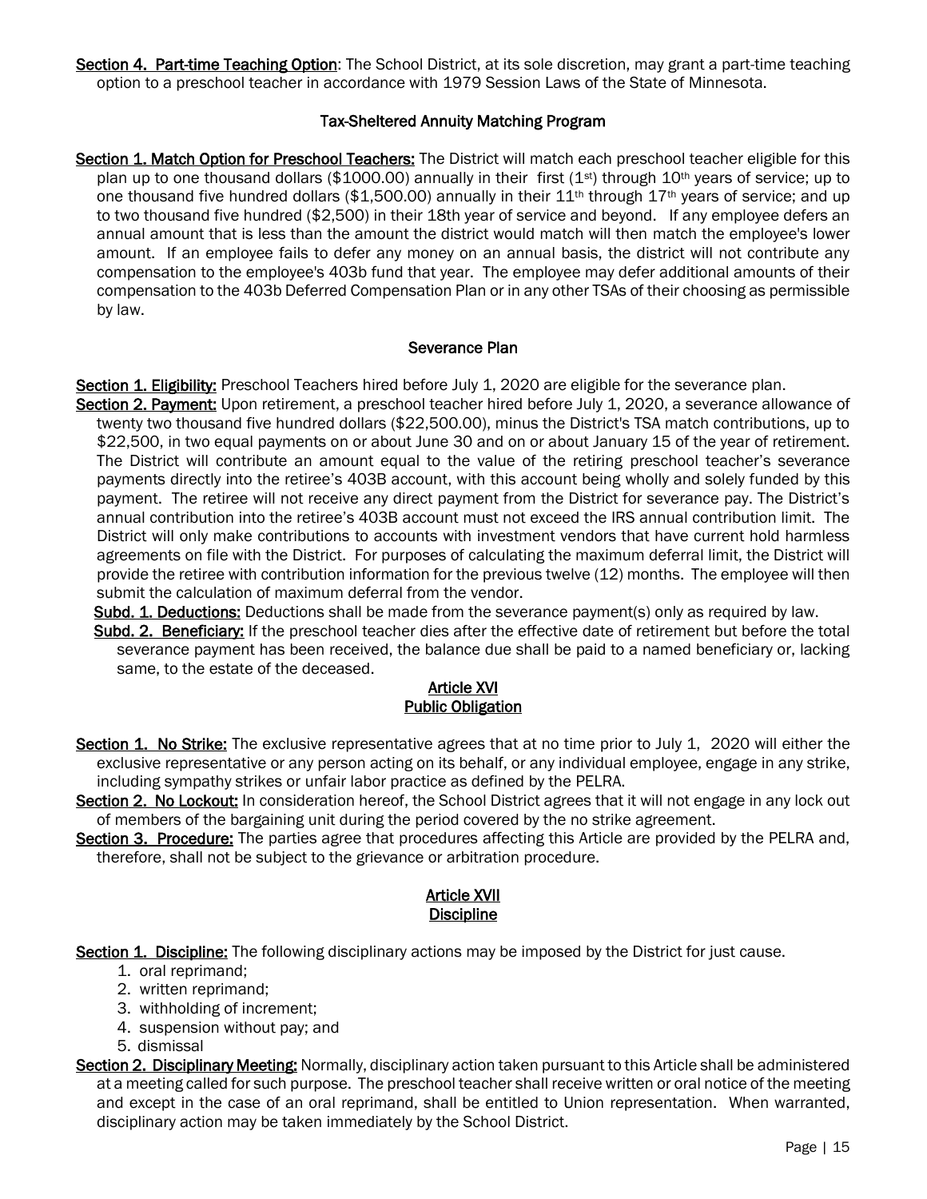**Section 4. Part-time Teaching Option**: The School District, at its sole discretion, may grant a part-time teaching option to a preschool teacher in accordance with 1979 Session Laws of the State of Minnesota.

### Tax-Sheltered Annuity Matching Program

**Section 1. Match Option for Preschool Teachers:** The District will match each preschool teacher eligible for this plan up to one thousand dollars ($1000.00) annually in their first (1st) through 10th years of service; up to one thousand five hundred dollars ($1,500.00) annually in their 11th through 17th years of service; and up to two thousand five hundred ($2,500) in their 18th year of service and beyond. If any employee defers an annual amount that is less than the amount the district would match will then match the employee's lower amount. If an employee fails to defer any money on an annual basis, the district will not contribute any compensation to the employee's 403b fund that year. The employee may defer additional amounts of their compensation to the 403b Deferred Compensation Plan or in any other TSAs of their choosing as permissible by law.

### Severance Plan

**Section 1. Eligibility:** Preschool Teachers hired before July 1, 2020 are eligible for the severance plan.

**Section 2. Payment:** Upon retirement, a preschool teacher hired before July 1, 2020, a severance allowance of twenty two thousand five hundred dollars ($22,500.00), minus the District's TSA match contributions, up to $22,500, in two equal payments on or about June 30 and on or about January 15 of the year of retirement. The District will contribute an amount equal to the value of the retiring preschool teacher's severance payments directly into the retiree's 403B account, with this account being wholly and solely funded by this payment. The retiree will not receive any direct payment from the District for severance pay. The District's annual contribution into the retiree's 403B account must not exceed the IRS annual contribution limit. The District will only make contributions to accounts with investment vendors that have current hold harmless agreements on file with the District. For purposes of calculating the maximum deferral limit, the District will provide the retiree with contribution information for the previous twelve (12) months. The employee will then submit the calculation of maximum deferral from the vendor.

**Subd. 1. Deductions:** Deductions shall be made from the severance payment(s) only as required by law.

**Subd. 2. Beneficiary:** If the preschool teacher dies after the effective date of retirement but before the total severance payment has been received, the balance due shall be paid to a named beneficiary or, lacking same, to the estate of the deceased.

## Article XVI
## Public Obligation

**Section 1. No Strike:** The exclusive representative agrees that at no time prior to July 1, 2020 will either the exclusive representative or any person acting on its behalf, or any individual employee, engage in any strike, including sympathy strikes or unfair labor practice as defined by the PELRA.

**Section 2. No Lockout:** In consideration hereof, the School District agrees that it will not engage in any lock out of members of the bargaining unit during the period covered by the no strike agreement.

**Section 3. Procedure:** The parties agree that procedures affecting this Article are provided by the PELRA and, therefore, shall not be subject to the grievance or arbitration procedure.

## Article XVII
## Discipline

**Section 1. Discipline:** The following disciplinary actions may be imposed by the District for just cause.

1. oral reprimand;
2. written reprimand;
3. withholding of increment;
4. suspension without pay; and
5. dismissal

**Section 2. Disciplinary Meeting:** Normally, disciplinary action taken pursuant to this Article shall be administered at a meeting called for such purpose. The preschool teacher shall receive written or oral notice of the meeting and except in the case of an oral reprimand, shall be entitled to Union representation. When warranted, disciplinary action may be taken immediately by the School District.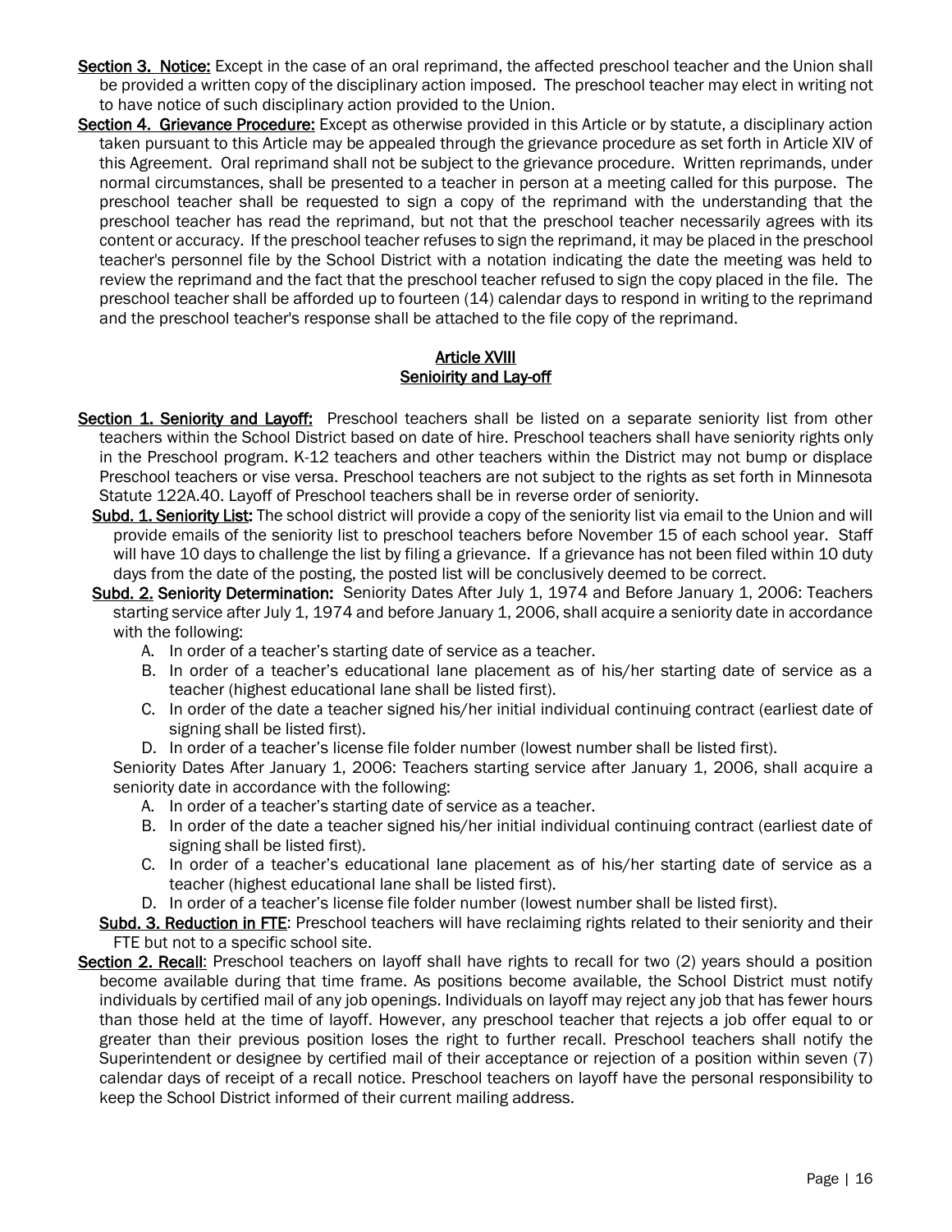**Section 3. Notice:** Except in the case of an oral reprimand, the affected preschool teacher and the Union shall be provided a written copy of the disciplinary action imposed. The preschool teacher may elect in writing not to have notice of such disciplinary action provided to the Union.

**Section 4. Grievance Procedure:** Except as otherwise provided in this Article or by statute, a disciplinary action taken pursuant to this Article may be appealed through the grievance procedure as set forth in Article XIV of this Agreement. Oral reprimand shall not be subject to the grievance procedure. Written reprimands, under normal circumstances, shall be presented to a teacher in person at a meeting called for this purpose. The preschool teacher shall be requested to sign a copy of the reprimand with the understanding that the preschool teacher has read the reprimand, but not that the preschool teacher necessarily agrees with its content or accuracy. If the preschool teacher refuses to sign the reprimand, it may be placed in the preschool teacher's personnel file by the School District with a notation indicating the date the meeting was held to review the reprimand and the fact that the preschool teacher refused to sign the copy placed in the file. The preschool teacher shall be afforded up to fourteen (14) calendar days to respond in writing to the reprimand and the preschool teacher's response shall be attached to the file copy of the reprimand.

## Article XVIII
## Senioirity and Lay-off

**Section 1. Seniority and Layoff:** Preschool teachers shall be listed on a separate seniority list from other teachers within the School District based on date of hire. Preschool teachers shall have seniority rights only in the Preschool program. K-12 teachers and other teachers within the District may not bump or displace Preschool teachers or vise versa. Preschool teachers are not subject to the rights as set forth in Minnesota Statute 122A.40. Layoff of Preschool teachers shall be in reverse order of seniority.

**Subd. 1. Seniority List:** The school district will provide a copy of the seniority list via email to the Union and will provide emails of the seniority list to preschool teachers before November 15 of each school year. Staff will have 10 days to challenge the list by filing a grievance. If a grievance has not been filed within 10 duty days from the date of the posting, the posted list will be conclusively deemed to be correct.

**Subd. 2. Seniority Determination:** Seniority Dates After July 1, 1974 and Before January 1, 2006: Teachers starting service after July 1, 1974 and before January 1, 2006, shall acquire a seniority date in accordance with the following:

A. In order of a teacher's starting date of service as a teacher.
B. In order of a teacher's educational lane placement as of his/her starting date of service as a teacher (highest educational lane shall be listed first).
C. In order of the date a teacher signed his/her initial individual continuing contract (earliest date of signing shall be listed first).
D. In order of a teacher's license file folder number (lowest number shall be listed first).

Seniority Dates After January 1, 2006: Teachers starting service after January 1, 2006, shall acquire a seniority date in accordance with the following:

A. In order of a teacher's starting date of service as a teacher.
B. In order of the date a teacher signed his/her initial individual continuing contract (earliest date of signing shall be listed first).
C. In order of a teacher's educational lane placement as of his/her starting date of service as a teacher (highest educational lane shall be listed first).
D. In order of a teacher's license file folder number (lowest number shall be listed first).

**Subd. 3. Reduction in FTE:** Preschool teachers will have reclaiming rights related to their seniority and their FTE but not to a specific school site.

**Section 2. Recall:** Preschool teachers on layoff shall have rights to recall for two (2) years should a position become available during that time frame. As positions become available, the School District must notify individuals by certified mail of any job openings. Individuals on layoff may reject any job that has fewer hours than those held at the time of layoff. However, any preschool teacher that rejects a job offer equal to or greater than their previous position loses the right to further recall. Preschool teachers shall notify the Superintendent or designee by certified mail of their acceptance or rejection of a position within seven (7) calendar days of receipt of a recall notice. Preschool teachers on layoff have the personal responsibility to keep the School District informed of their current mailing address.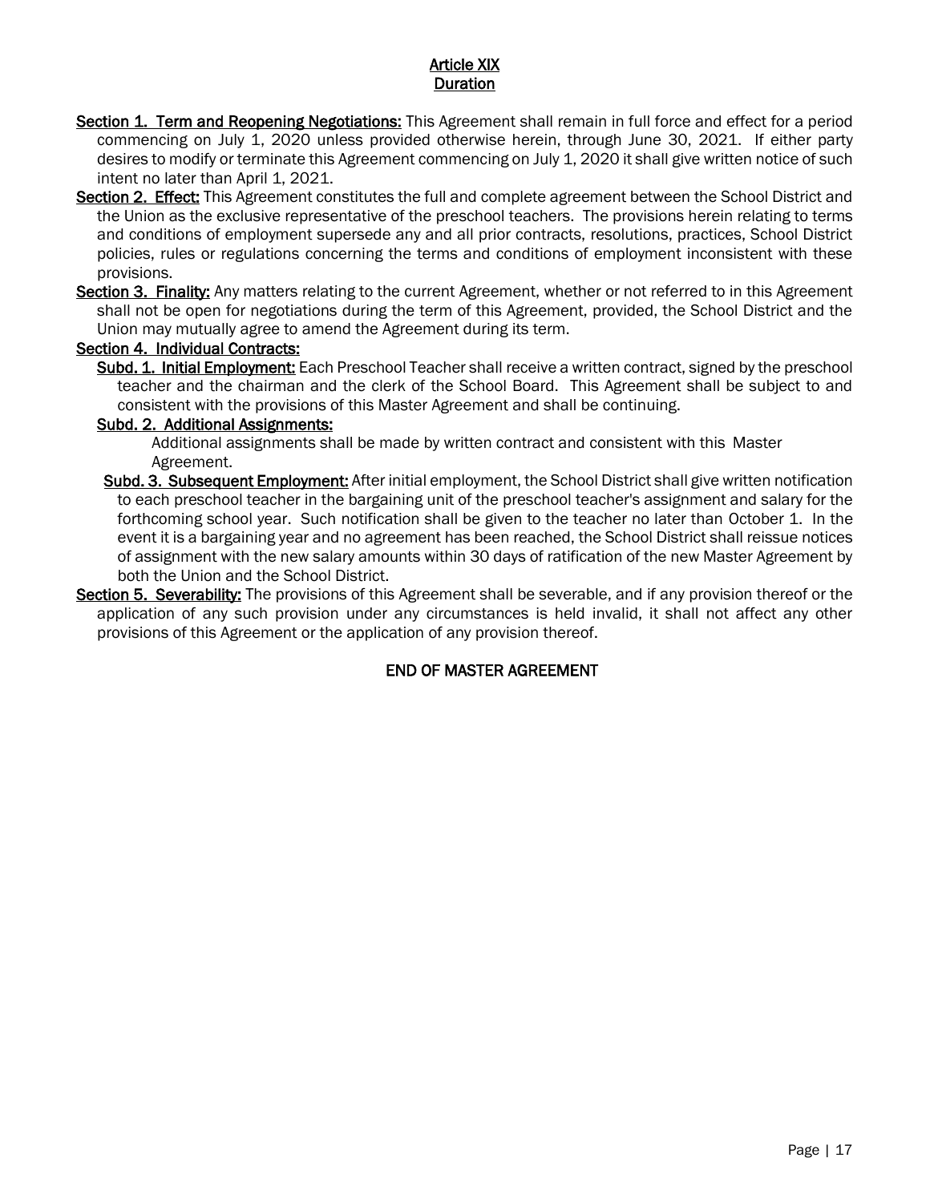## Article XIX
## Duration

**Section 1. Term and Reopening Negotiations:** This Agreement shall remain in full force and effect for a period commencing on July 1, 2020 unless provided otherwise herein, through June 30, 2021. If either party desires to modify or terminate this Agreement commencing on July 1, 2020 it shall give written notice of such intent no later than April 1, 2021.

**Section 2. Effect:** This Agreement constitutes the full and complete agreement between the School District and the Union as the exclusive representative of the preschool teachers. The provisions herein relating to terms and conditions of employment supersede any and all prior contracts, resolutions, practices, School District policies, rules or regulations concerning the terms and conditions of employment inconsistent with these provisions.

**Section 3. Finality:** Any matters relating to the current Agreement, whether or not referred to in this Agreement shall not be open for negotiations during the term of this Agreement, provided, the School District and the Union may mutually agree to amend the Agreement during its term.

**Section 4. Individual Contracts:**

**Subd. 1. Initial Employment:** Each Preschool Teacher shall receive a written contract, signed by the preschool teacher and the chairman and the clerk of the School Board. This Agreement shall be subject to and consistent with the provisions of this Master Agreement and shall be continuing.

**Subd. 2. Additional Assignments:**

Additional assignments shall be made by written contract and consistent with this Master Agreement.

**Subd. 3. Subsequent Employment:** After initial employment, the School District shall give written notification to each preschool teacher in the bargaining unit of the preschool teacher's assignment and salary for the forthcoming school year. Such notification shall be given to the teacher no later than October 1. In the event it is a bargaining year and no agreement has been reached, the School District shall reissue notices of assignment with the new salary amounts within 30 days of ratification of the new Master Agreement by both the Union and the School District.

**Section 5. Severability:** The provisions of this Agreement shall be severable, and if any provision thereof or the application of any such provision under any circumstances is held invalid, it shall not affect any other provisions of this Agreement or the application of any provision thereof.

END OF MASTER AGREEMENT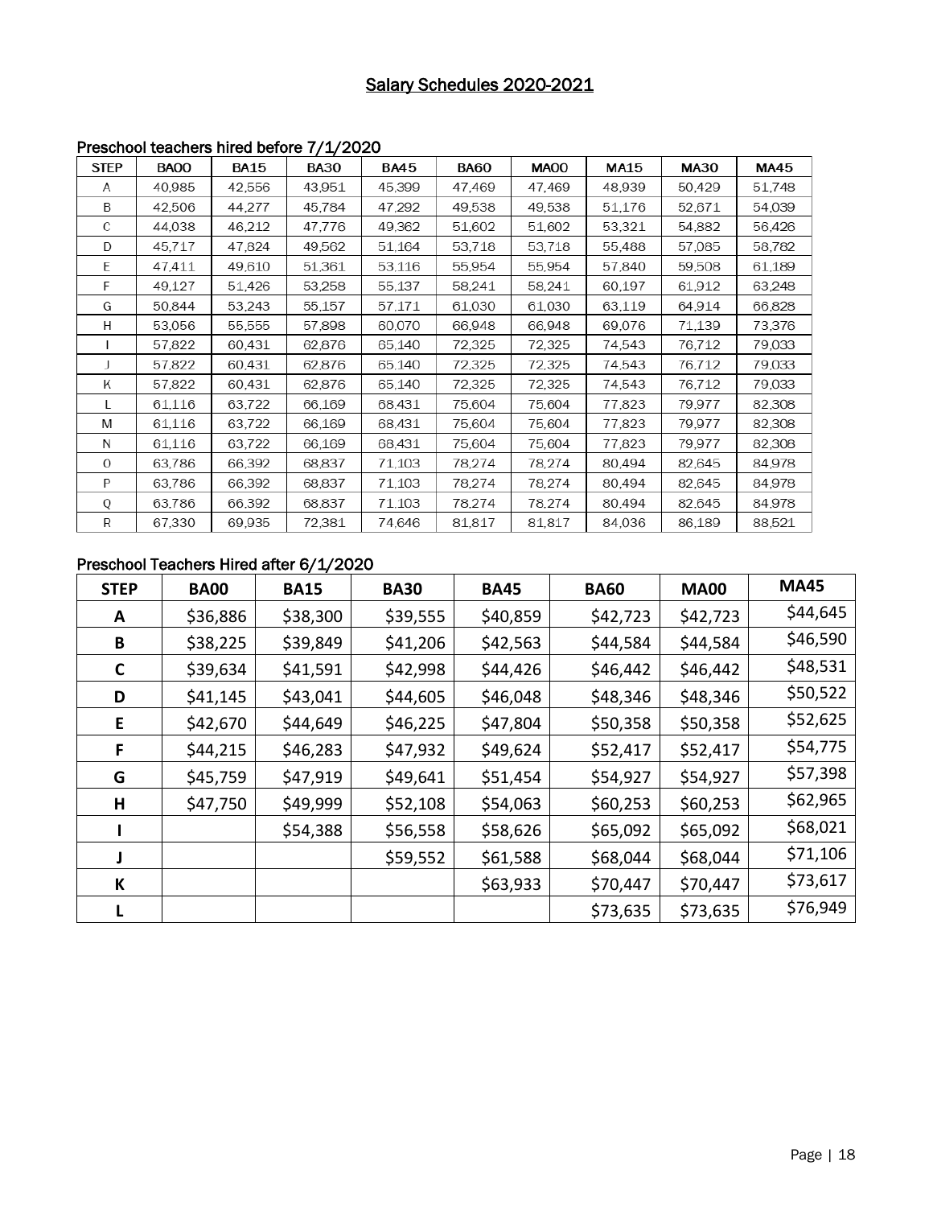## Salary Schedules 2020-2021

### Preschool teachers hired before 7/1/2020

| STEP | BA00 | BA15 | BA30 | BA45 | BA60 | MA00 | MA15 | MA30 | MA45 |
|---|---|---|---|---|---|---|---|---|---|
| A | 40,985 | 42,556 | 43,951 | 45,399 | 47,469 | 47,469 | 48,939 | 50,429 | 51,748 |
| B | 42,506 | 44,277 | 45,784 | 47,292 | 49,538 | 49,538 | 51,176 | 52,671 | 54,039 |
| C | 44,038 | 46,212 | 47,776 | 49,362 | 51,602 | 51,602 | 53,321 | 54,882 | 56,426 |
| D | 45,717 | 47,824 | 49,562 | 51,164 | 53,718 | 53,718 | 55,488 | 57,085 | 58,782 |
| E | 47,411 | 49,610 | 51,361 | 53,116 | 55,954 | 55,954 | 57,840 | 59,508 | 61,189 |
| F | 49,127 | 51,426 | 53,258 | 55,137 | 58,241 | 58,241 | 60,197 | 61,912 | 63,248 |
| G | 50,844 | 53,243 | 55,157 | 57,171 | 61,030 | 61,030 | 63,119 | 64,914 | 66,828 |
| H | 53,056 | 55,555 | 57,898 | 60,070 | 66,948 | 66,948 | 69,076 | 71,139 | 73,376 |
| I | 57,822 | 60,431 | 62,876 | 65,140 | 72,325 | 72,325 | 74,543 | 76,712 | 79,033 |
| J | 57,822 | 60,431 | 62,876 | 65,140 | 72,325 | 72,325 | 74,543 | 76,712 | 79,033 |
| K | 57,822 | 60,431 | 62,876 | 65,140 | 72,325 | 72,325 | 74,543 | 76,712 | 79,033 |
| L | 61,116 | 63,722 | 66,169 | 68,431 | 75,604 | 75,604 | 77,823 | 79,977 | 82,308 |
| M | 61,116 | 63,722 | 66,169 | 68,431 | 75,604 | 75,604 | 77,823 | 79,977 | 82,308 |
| N | 61,116 | 63,722 | 66,169 | 68,431 | 75,604 | 75,604 | 77,823 | 79,977 | 82,308 |
| O | 63,786 | 66,392 | 68,837 | 71,103 | 78,274 | 78,274 | 80,494 | 82,645 | 84,978 |
| P | 63,786 | 66,392 | 68,837 | 71,103 | 78,274 | 78,274 | 80,494 | 82,645 | 84,978 |
| Q | 63,786 | 66,392 | 68,837 | 71,103 | 78,274 | 78,274 | 80,494 | 82,645 | 84,978 |
| R | 67,330 | 69,935 | 72,381 | 74,646 | 81,817 | 81,817 | 84,036 | 86,189 | 88,521 |

### Preschool Teachers Hired after 6/1/2020

| STEP | BA00 | BA15 | BA30 | BA45 | BA60 | MA00 | MA45 |
|---|---|---|---|---|---|---|---|
| A | $36,886 | $38,300 | $39,555 | $40,859 | $42,723 | $42,723 | $44,645 |
| B | $38,225 | $39,849 | $41,206 | $42,563 | $44,584 | $44,584 | $46,590 |
| C | $39,634 | $41,591 | $42,998 | $44,426 | $46,442 | $46,442 | $48,531 |
| D | $41,145 | $43,041 | $44,605 | $46,048 | $48,346 | $48,346 | $50,522 |
| E | $42,670 | $44,649 | $46,225 | $47,804 | $50,358 | $50,358 | $52,625 |
| F | $44,215 | $46,283 | $47,932 | $49,624 | $52,417 | $52,417 | $54,775 |
| G | $45,759 | $47,919 | $49,641 | $51,454 | $54,927 | $54,927 | $57,398 |
| H | $47,750 | $49,999 | $52,108 | $54,063 | $60,253 | $60,253 | $62,965 |
| I | | $54,388 | $56,558 | $58,626 | $65,092 | $65,092 | $68,021 |
| J | | | $59,552 | $61,588 | $68,044 | $68,044 | $71,106 |
| K | | | | $63,933 | $70,447 | $70,447 | $73,617 |
| L | | | | | $73,635 | $73,635 | $76,949 |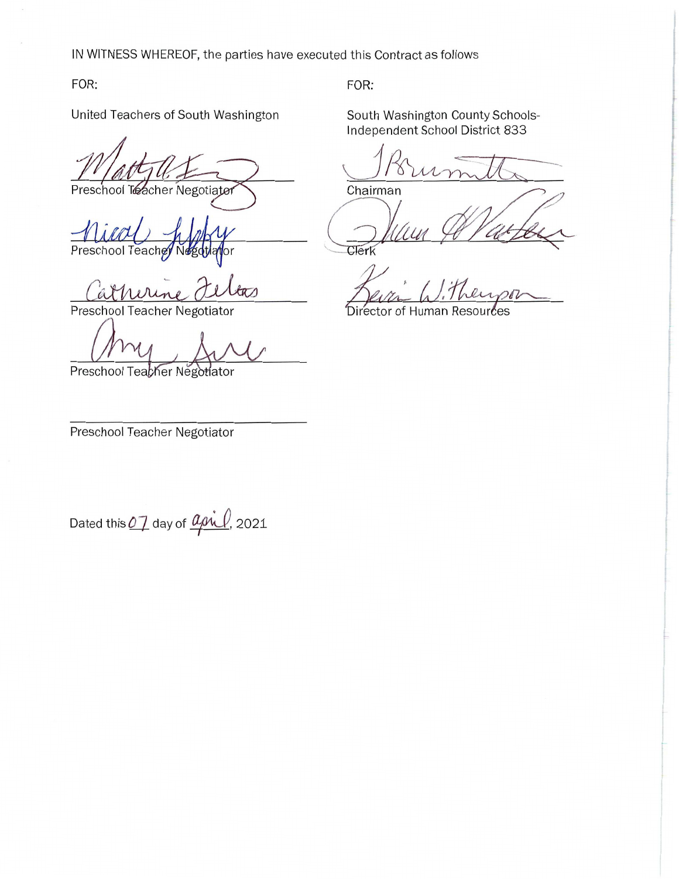IN WITNESS WHEREOF, the parties have executed this Contract as follows

FOR:

United Teachers of South Washington

_______________________________
Preschool Teacher Negotiator

_______________________________
Preschool Teacher Negotiator

_______________________________
Preschool Teacher Negotiator

_______________________________
Preschool Teacher Negotiator

_______________________________
Preschool Teacher Negotiator

FOR:

South Washington County Schools-Independent School District 833

_______________________________
Chairman

_______________________________
Clerk

_______________________________
Director of Human Resources

Dated this 07 day of april, 2021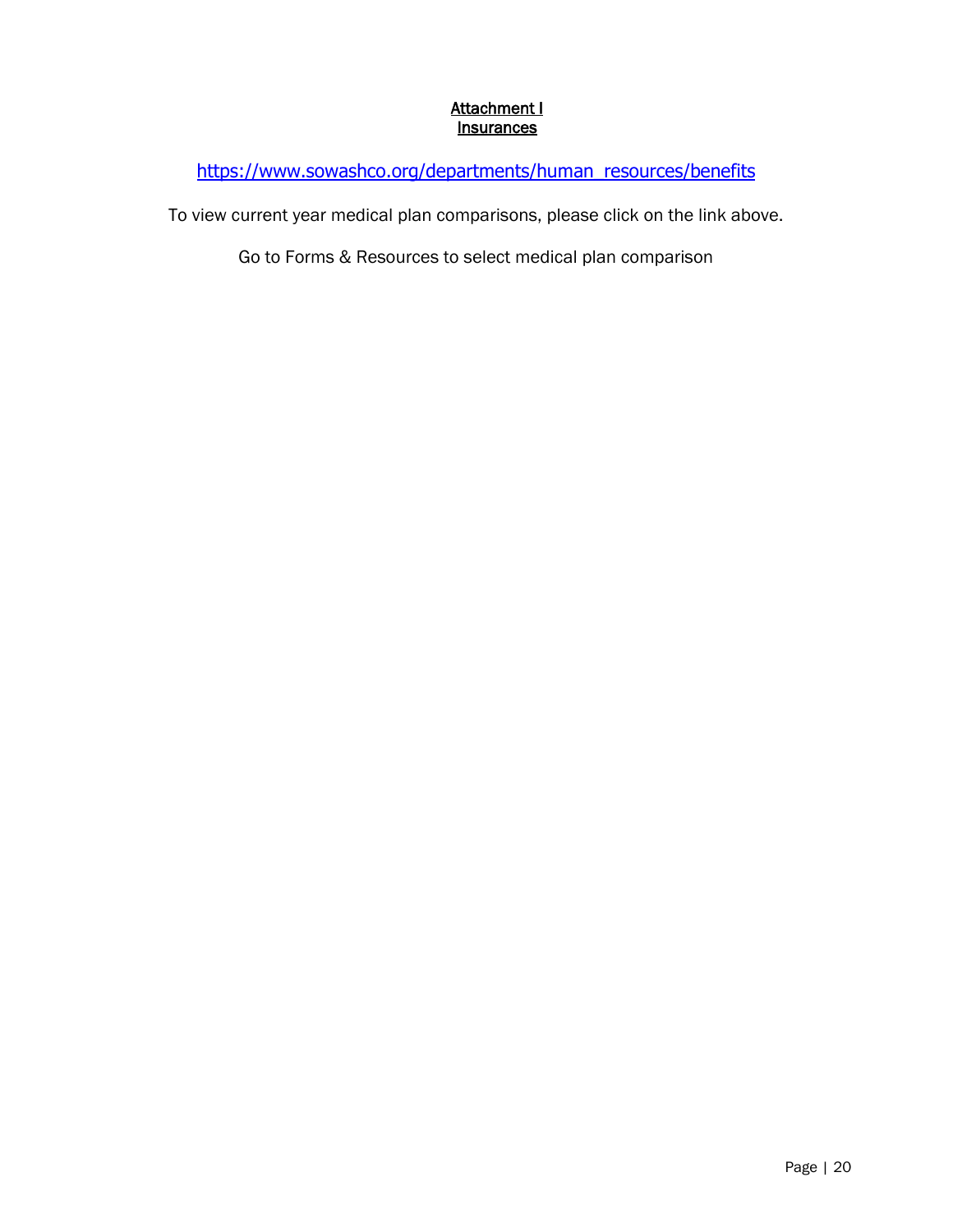# Attachment I
## Insurances

https://www.sowashco.org/departments/human_resources/benefits

To view current year medical plan comparisons, please click on the link above.

Go to Forms & Resources to select medical plan comparison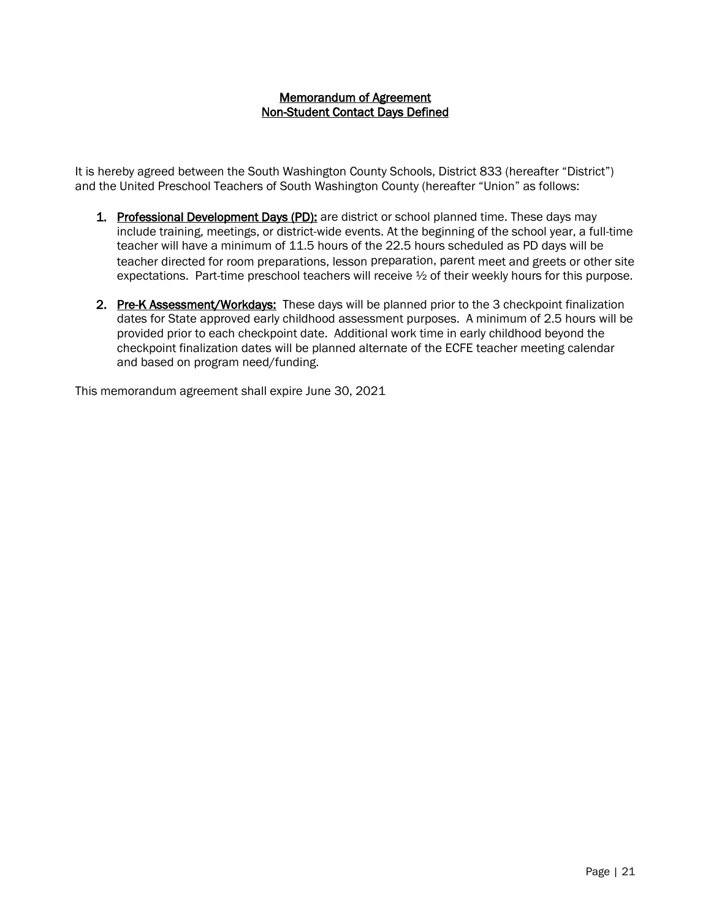## Memorandum of Agreement
## Non-Student Contact Days Defined

It is hereby agreed between the South Washington County Schools, District 833 (hereafter "District") and the United Preschool Teachers of South Washington County (hereafter "Union" as follows:

1. **Professional Development Days (PD):** are district or school planned time. These days may include training, meetings, or district-wide events. At the beginning of the school year, a full-time teacher will have a minimum of 11.5 hours of the 22.5 hours scheduled as PD days will be teacher directed for room preparations, lesson preparation, parent meet and greets or other site expectations. Part-time preschool teachers will receive ½ of their weekly hours for this purpose.

2. **Pre-K Assessment/Workdays:** These days will be planned prior to the 3 checkpoint finalization dates for State approved early childhood assessment purposes. A minimum of 2.5 hours will be provided prior to each checkpoint date. Additional work time in early childhood beyond the checkpoint finalization dates will be planned alternate of the ECFE teacher meeting calendar and based on program need/funding.

This memorandum agreement shall expire June 30, 2021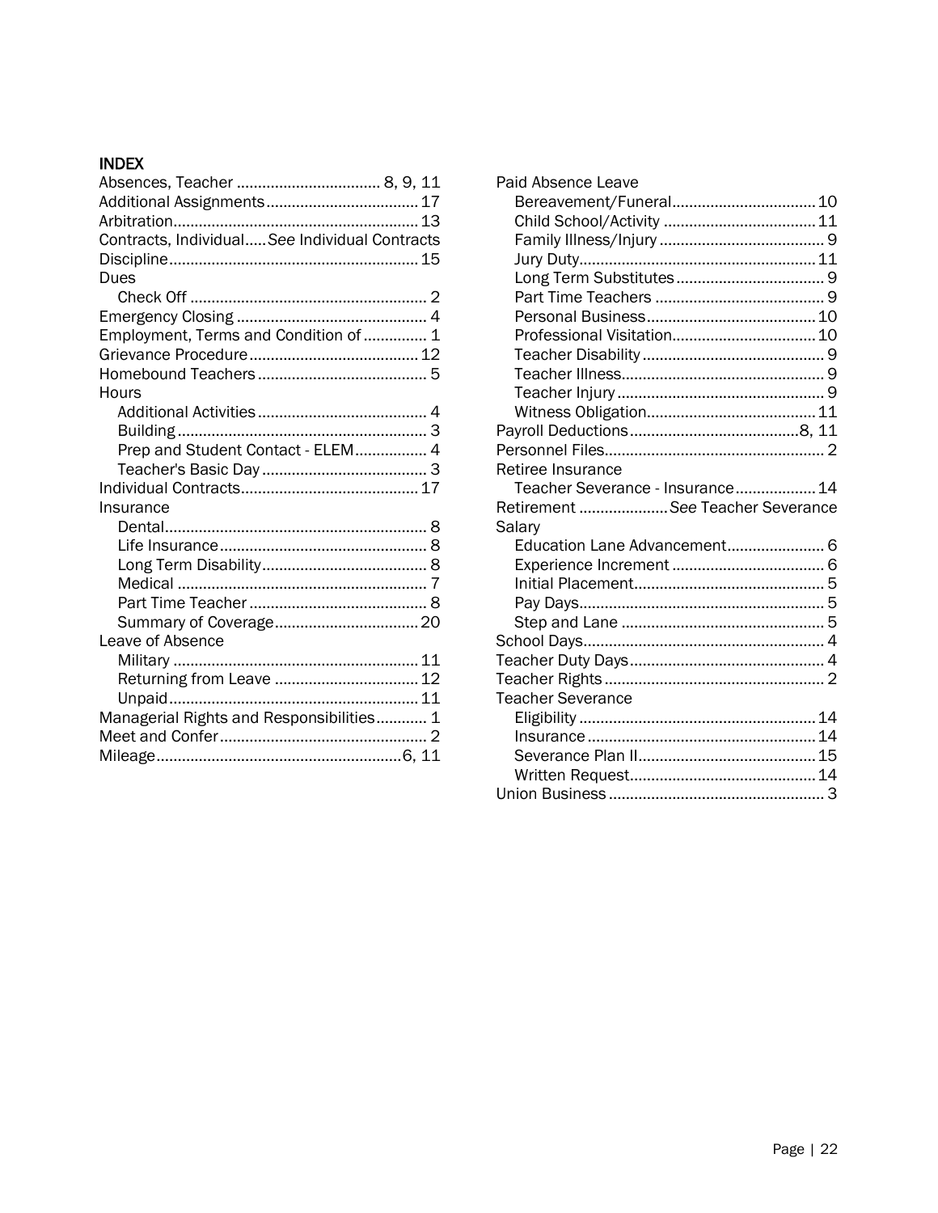## INDEX

Absences, Teacher .................................. 8, 9, 11
Additional Assignments .................................... 17
Arbitration ........................................................... 13
Contracts, Individual ..... *See* Individual Contracts
Discipline ............................................................ 15
Dues
  Check Off ......................................................... 2
Emergency Closing .............................................. 4
Employment, Terms and Condition of ............... 1
Grievance Procedure ......................................... 12
Homebound Teachers ......................................... 5
Hours
  Additional Activities ......................................... 4
  Building ............................................................ 3
  Prep and Student Contact - ELEM ................. 4
  Teacher's Basic Day ........................................ 3
Individual Contracts ........................................... 17
Insurance
  Dental ............................................................... 8
  Life Insurance .................................................. 8
  Long Term Disability ........................................ 8
  Medical ............................................................ 7
  Part Time Teacher ........................................... 8
  Summary of Coverage .................................. 20
Leave of Absence
  Military ........................................................... 11
  Returning from Leave .................................. 12
  Unpaid ........................................................... 11
Managerial Rights and Responsibilities ............ 1
Meet and Confer ................................................. 2
Mileage ........................................................... 6, 11

Paid Absence Leave
  Bereavement/Funeral .................................. 10
  Child School/Activity .................................... 11
  Family Illness/Injury ........................................ 9
  Jury Duty ........................................................ 11
  Long Term Substitutes ................................... 9
  Part Time Teachers ........................................ 9
  Personal Business ........................................ 10
  Professional Visitation .................................. 10
  Teacher Disability ........................................... 9
  Teacher Illness ................................................ 9
  Teacher Injury ................................................. 9
  Witness Obligation ........................................ 11
Payroll Deductions ......................................... 8, 11
Personnel Files .................................................... 2
Retiree Insurance
  Teacher Severance - Insurance ................... 14
Retirement ..................... *See* Teacher Severance
Salary
  Education Lane Advancement ....................... 6
  Experience Increment .................................... 6
  Initial Placement ............................................. 5
  Pay Days .......................................................... 5
  Step and Lane ................................................ 5
School Days ......................................................... 4
Teacher Duty Days .............................................. 4
Teacher Rights ..................................................... 2
Teacher Severance
  Eligibility ........................................................ 14
  Insurance ...................................................... 14
  Severance Plan II ........................................... 15
  Written Request ............................................ 14
Union Business .................................................... 3